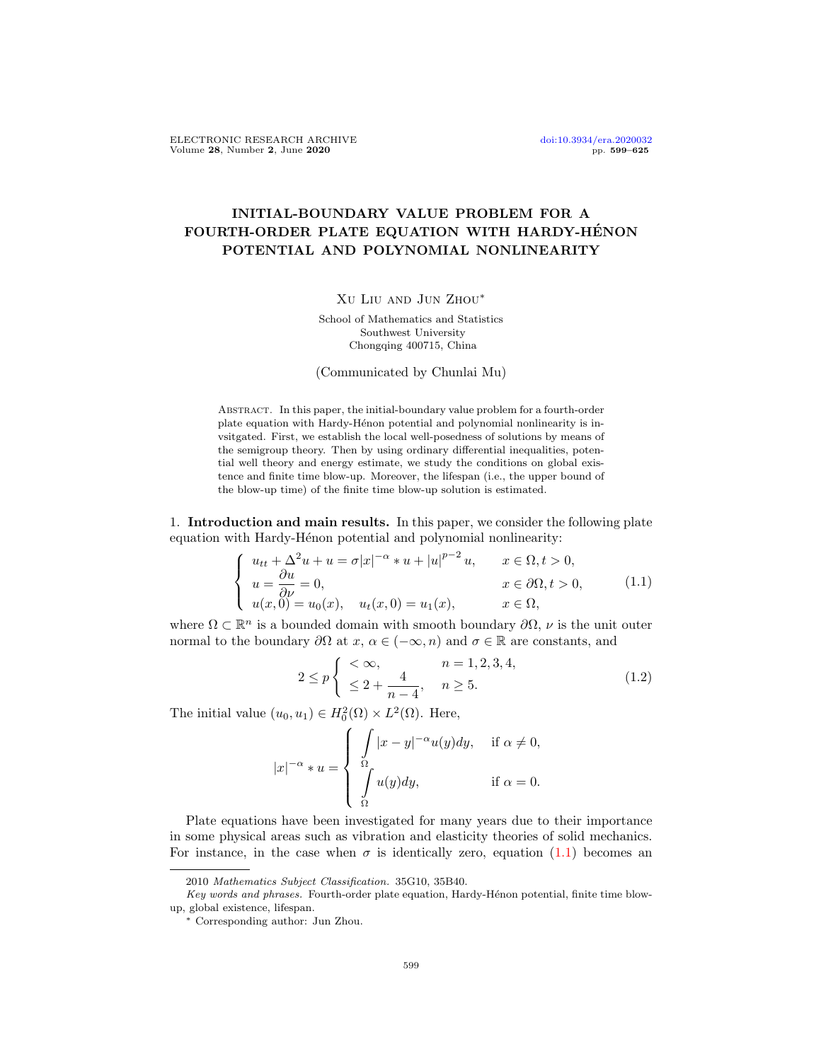# INITIAL-BOUNDARY VALUE PROBLEM FOR A FOURTH-ORDER PLATE EQUATION WITH HARDY-HÉNON POTENTIAL AND POLYNOMIAL NONLINEARITY

Xu Liu and Jun Zhou*

School of Mathematics and Statistics
Southwest University
Chongqing 400715, China

(Communicated by Chunlai Mu)

Abstract. In this paper, the initial-boundary value problem for a fourth-order plate equation with Hardy-Hénon potential and polynomial nonlinearity is invsitgated. First, we establish the local well-posedness of solutions by means of the semigroup theory. Then by using ordinary differential inequalities, potential well theory and energy estimate, we study the conditions on global existence and finite time blow-up. Moreover, the lifespan (i.e., the upper bound of the blow-up time) of the finite time blow-up solution is estimated.

1. **Introduction and main results.** In this paper, we consider the following plate equation with Hardy-Hénon potential and polynomial nonlinearity:

$$
\begin{cases}
u_{tt} + \Delta^2 u + u = \sigma |x|^{-\alpha} * u + |u|^{p-2} u, & x \in \Omega, t > 0, \\
u = \dfrac{\partial u}{\partial \nu} = 0, & x \in \partial\Omega, t > 0, \\
u(x,0) = u_0(x), \quad u_t(x,0) = u_1(x), & x \in \Omega,
\end{cases}
\tag{1.1}
$$

where $\Omega \subset \mathbb{R}^n$ is a bounded domain with smooth boundary $\partial\Omega$, $\nu$ is the unit outer normal to the boundary $\partial\Omega$ at $x$, $\alpha \in (-\infty, n)$ and $\sigma \in \mathbb{R}$ are constants, and

$$
2 \le p \begin{cases} < \infty, & n = 1,2,3,4, \\ \le 2 + \dfrac{4}{n-4}, & n \ge 5. \end{cases}
\tag{1.2}
$$

The initial value $(u_0, u_1) \in H_0^2(\Omega) \times L^2(\Omega)$. Here,

$$
|x|^{-\alpha} * u = \begin{cases} \displaystyle\int_\Omega |x-y|^{-\alpha} u(y) dy, & \text{if } \alpha \ne 0, \\ \displaystyle\int_\Omega u(y) dy, & \text{if } \alpha = 0. \end{cases}
$$

Plate equations have been investigated for many years due to their importance in some physical areas such as vibration and elasticity theories of solid mechanics. For instance, in the case when $\sigma$ is identically zero, equation (1.1) becomes an

---

2010 *Mathematics Subject Classification.* 35G10, 35B40.

*Key words and phrases.* Fourth-order plate equation, Hardy-Hénon potential, finite time blow-up, global existence, lifespan.

* Corresponding author: Jun Zhou.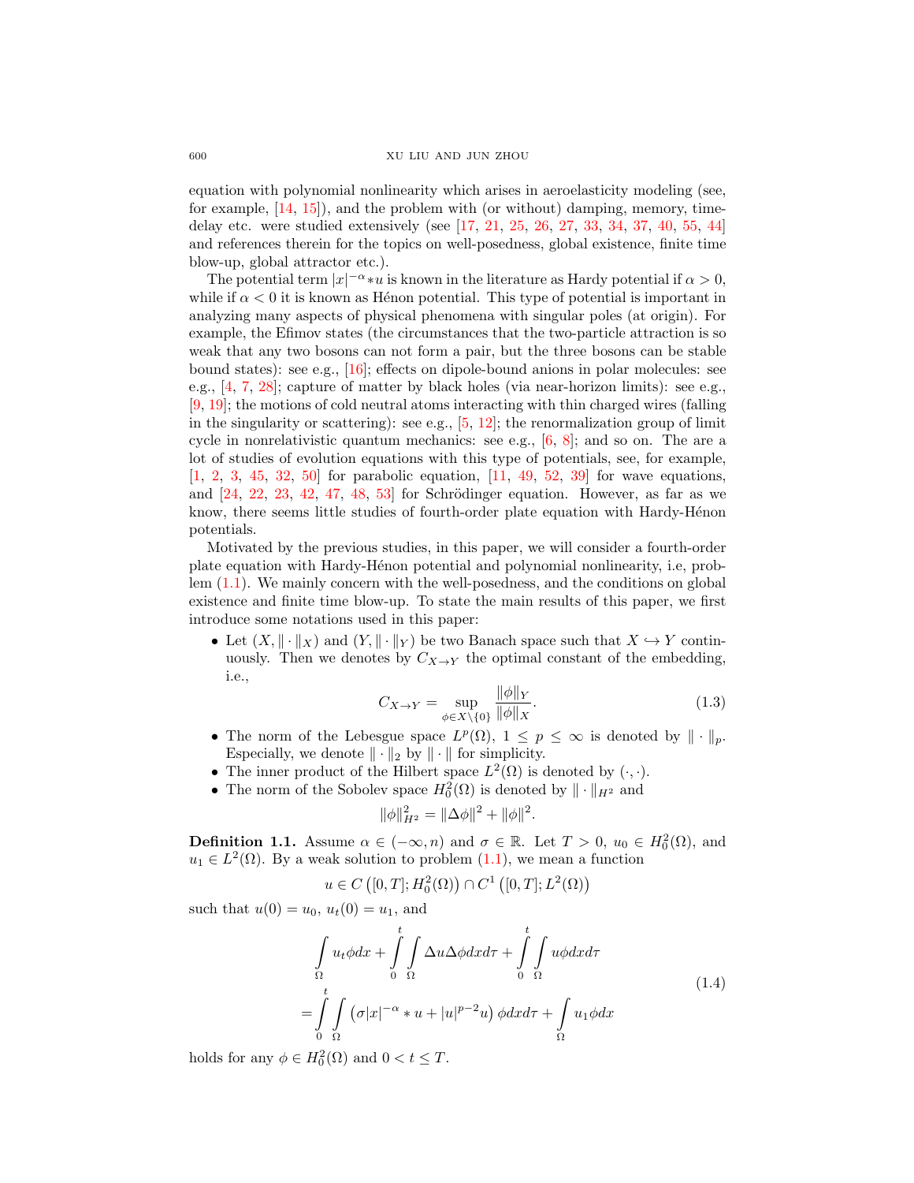equation with polynomial nonlinearity which arises in aeroelasticity modeling (see, for example, [14, 15]), and the problem with (or without) damping, memory, time-delay etc. were studied extensively (see [17, 21, 25, 26, 27, 33, 34, 37, 40, 55, 44] and references therein for the topics on well-posedness, global existence, finite time blow-up, global attractor etc.).

The potential term $|x|^{-\alpha} * u$ is known in the literature as Hardy potential if $\alpha > 0$, while if $\alpha < 0$ it is known as Hénon potential. This type of potential is important in analyzing many aspects of physical phenomena with singular poles (at origin). For example, the Efimov states (the circumstances that the two-particle attraction is so weak that any two bosons can not form a pair, but the three bosons can be stable bound states): see e.g., [16]; effects on dipole-bound anions in polar molecules: see e.g., [4, 7, 28]; capture of matter by black holes (via near-horizon limits): see e.g., [9, 19]; the motions of cold neutral atoms interacting with thin charged wires (falling in the singularity or scattering): see e.g., [5, 12]; the renormalization group of limit cycle in nonrelativistic quantum mechanics: see e.g., [6, 8]; and so on. The are a lot of studies of evolution equations with this type of potentials, see, for example, [1, 2, 3, 45, 32, 50] for parabolic equation, [11, 49, 52, 39] for wave equations, and [24, 22, 23, 42, 47, 48, 53] for Schrödinger equation. However, as far as we know, there seems little studies of fourth-order plate equation with Hardy-Hénon potentials.

Motivated by the previous studies, in this paper, we will consider a fourth-order plate equation with Hardy-Hénon potential and polynomial nonlinearity, i.e, problem (1.1). We mainly concern with the well-posedness, and the conditions on global existence and finite time blow-up. To state the main results of this paper, we first introduce some notations used in this paper:

- Let $(X, \|\cdot\|_X)$ and $(Y, \|\cdot\|_Y)$ be two Banach space such that $X \hookrightarrow Y$ continuously. Then we denotes by $C_{X\to Y}$ the optimal constant of the embedding, i.e.,
$$C_{X\to Y} = \sup_{\phi\in X\setminus\{0\}} \frac{\|\phi\|_Y}{\|\phi\|_X}. \tag{1.3}$$
- The norm of the Lebesgue space $L^p(\Omega)$, $1 \le p \le \infty$ is denoted by $\|\cdot\|_p$. Especially, we denote $\|\cdot\|_2$ by $\|\cdot\|$ for simplicity.
- The inner product of the Hilbert space $L^2(\Omega)$ is denoted by $(\cdot,\cdot)$.
- The norm of the Sobolev space $H_0^2(\Omega)$ is denoted by $\|\cdot\|_{H^2}$ and
$$\|\phi\|_{H^2}^2 = \|\Delta\phi\|^2 + \|\phi\|^2.$$

**Definition 1.1.** Assume $\alpha \in (-\infty, n)$ and $\sigma \in \mathbb{R}$. Let $T > 0$, $u_0 \in H_0^2(\Omega)$, and $u_1 \in L^2(\Omega)$. By a weak solution to problem (1.1), we mean a function
$$u \in C\left([0,T]; H_0^2(\Omega)\right) \cap C^1\left([0,T]; L^2(\Omega)\right)$$
such that $u(0) = u_0$, $u_t(0) = u_1$, and
$$\begin{aligned}&\int_\Omega u_t\phi dx + \int_0^t\int_\Omega \Delta u\Delta\phi dx d\tau + \int_0^t\int_\Omega u\phi dx d\tau \\ &= \int_0^t\int_\Omega \left(\sigma|x|^{-\alpha} * u + |u|^{p-2}u\right)\phi dx d\tau + \int_\Omega u_1\phi dx\end{aligned} \tag{1.4}$$
holds for any $\phi \in H_0^2(\Omega)$ and $0 < t \le T$.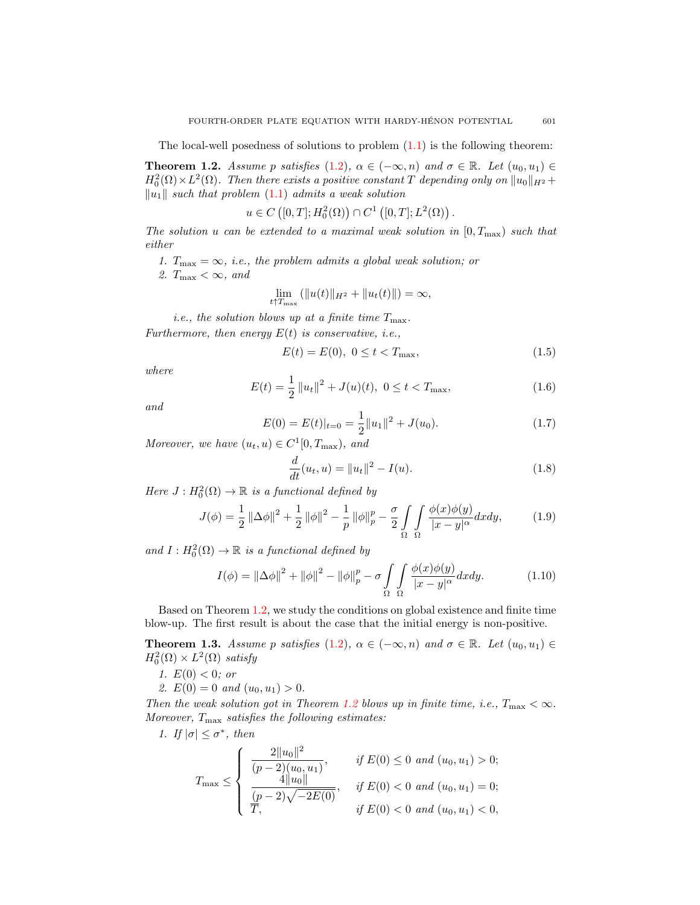The local-well posedness of solutions to problem (1.1) is the following theorem:

**Theorem 1.2.** *Assume $p$ satisfies (1.2), $\alpha \in (-\infty, n)$ and $\sigma \in \mathbb{R}$. Let $(u_0, u_1) \in H_0^2(\Omega) \times L^2(\Omega)$. Then there exists a positive constant $T$ depending only on $\|u_0\|_{H^2} + \|u_1\|$ such that problem (1.1) admits a weak solution*

$$u \in C\left([0,T]; H_0^2(\Omega)\right) \cap C^1\left([0,T]; L^2(\Omega)\right).$$

*The solution $u$ can be extended to a maximal weak solution in $[0, T_{\max})$ such that either*

1. *$T_{\max} = \infty$, i.e., the problem admits a global weak solution; or*
2. *$T_{\max} < \infty$, and*

$$\lim_{t \uparrow T_{\max}} \left(\|u(t)\|_{H^2} + \|u_t(t)\|\right) = \infty,$$

*i.e., the solution blows up at a finite time $T_{\max}$.*

*Furthermore, then energy $E(t)$ is conservative, i.e.,*

$$E(t) = E(0),\ 0 \le t < T_{\max}, \tag{1.5}$$

*where*

$$E(t) = \frac{1}{2}\|u_t\|^2 + J(u)(t),\ 0 \le t < T_{\max}, \tag{1.6}$$

*and*

$$E(0) = E(t)|_{t=0} = \frac{1}{2}\|u_1\|^2 + J(u_0). \tag{1.7}$$

*Moreover, we have $(u_t, u) \in C^1[0, T_{\max})$, and*

$$\frac{d}{dt}(u_t, u) = \|u_t\|^2 - I(u). \tag{1.8}$$

*Here $J : H_0^2(\Omega) \to \mathbb{R}$ is a functional defined by*

$$J(\phi) = \frac{1}{2}\|\Delta\phi\|^2 + \frac{1}{2}\|\phi\|^2 - \frac{1}{p}\|\phi\|_p^p - \frac{\sigma}{2}\int_\Omega\int_\Omega \frac{\phi(x)\phi(y)}{|x-y|^\alpha}dxdy, \tag{1.9}$$

*and $I : H_0^2(\Omega) \to \mathbb{R}$ is a functional defined by*

$$I(\phi) = \|\Delta\phi\|^2 + \|\phi\|^2 - \|\phi\|_p^p - \sigma\int_\Omega\int_\Omega \frac{\phi(x)\phi(y)}{|x-y|^\alpha}dxdy. \tag{1.10}$$

Based on Theorem 1.2, we study the conditions on global existence and finite time blow-up. The first result is about the case that the initial energy is non-positive.

**Theorem 1.3.** *Assume $p$ satisfies (1.2), $\alpha \in (-\infty, n)$ and $\sigma \in \mathbb{R}$. Let $(u_0, u_1) \in H_0^2(\Omega) \times L^2(\Omega)$ satisfy*

1. *$E(0) < 0$; or*
2. *$E(0) = 0$ and $(u_0, u_1) > 0$.*

*Then the weak solution got in Theorem 1.2 blows up in finite time, i.e., $T_{\max} < \infty$. Moreover, $T_{\max}$ satisfies the following estimates:*

1. *If $|\sigma| \le \sigma^*$, then*

$$T_{\max} \le \begin{cases} \dfrac{2\|u_0\|^2}{(p-2)(u_0,u_1)}, & \text{if } E(0) \le 0 \text{ and } (u_0,u_1) > 0; \\ \dfrac{4\|u_0\|}{(p-2)\sqrt{-2E(0)}}, & \text{if } E(0) < 0 \text{ and } (u_0,u_1) = 0; \\ \overline{T}, & \text{if } E(0) < 0 \text{ and } (u_0,u_1) < 0, \end{cases}$$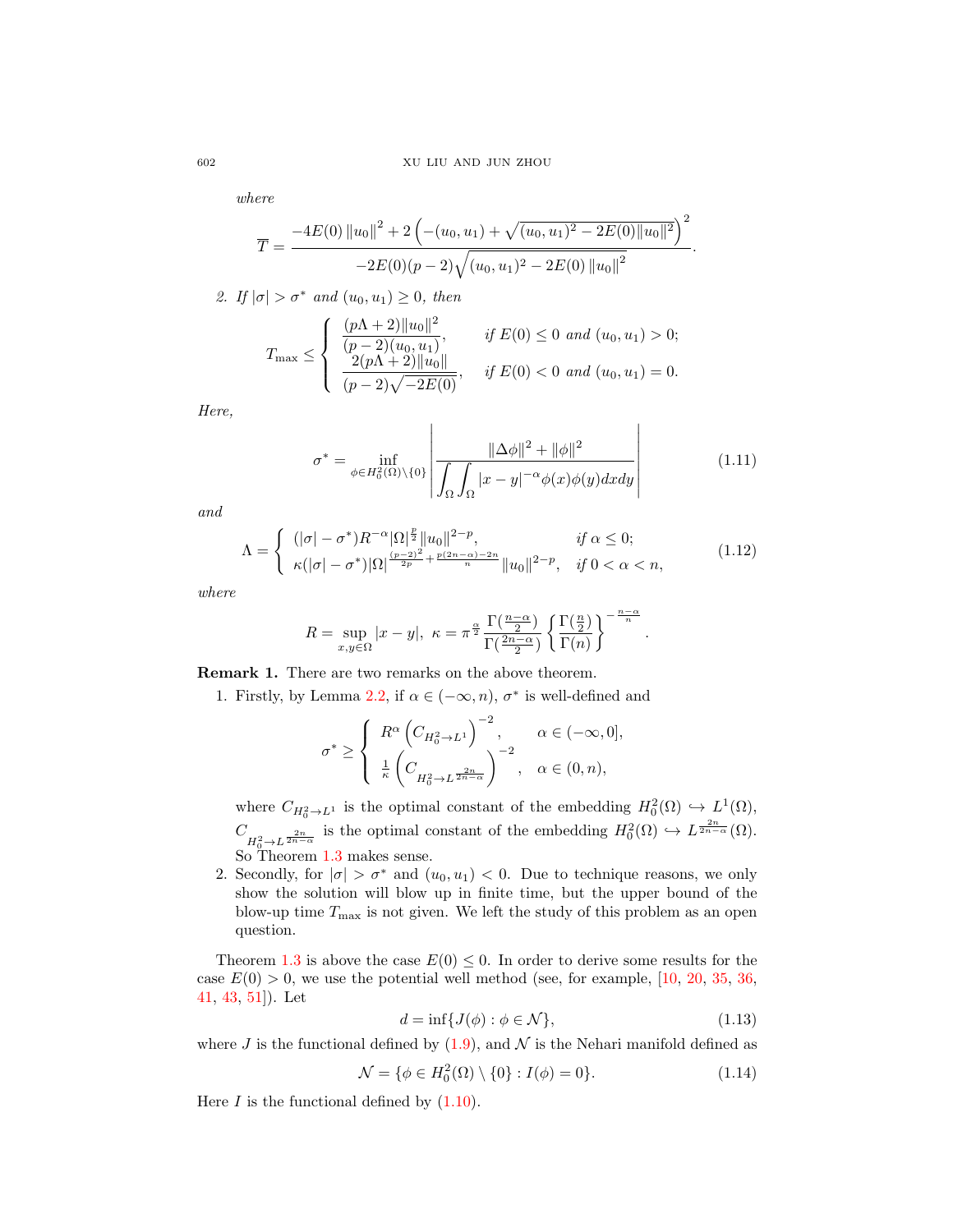*where*

$$\overline{T} = \frac{-4E(0)\left\|u_0\right\|^2 + 2\left(-(u_0,u_1) + \sqrt{(u_0,u_1)^2 - 2E(0)\|u_0\|^2}\right)^2}{-2E(0)(p-2)\sqrt{(u_0,u_1)^2 - 2E(0)\left\|u_0\right\|^2}}.$$

2. *If* $|\sigma| > \sigma^*$ *and* $(u_0, u_1) \geq 0$, *then*

$$T_{\max} \leq \begin{cases} \dfrac{(p\Lambda+2)\|u_0\|^2}{(p-2)(u_0,u_1)}, & \text{if } E(0) \leq 0 \text{ and } (u_0,u_1) > 0; \\ \dfrac{2(p\Lambda+2)\|u_0\|}{(p-2)\sqrt{-2E(0)}}, & \text{if } E(0) < 0 \text{ and } (u_0,u_1) = 0. \end{cases}$$

*Here,*

$$\sigma^* = \inf_{\phi \in H_0^2(\Omega)\setminus\{0\}} \left| \frac{\|\Delta\phi\|^2 + \|\phi\|^2}{\displaystyle\int_\Omega\int_\Omega |x-y|^{-\alpha}\phi(x)\phi(y)dxdy} \right| \tag{1.11}$$

*and*

$$\Lambda = \begin{cases} (|\sigma| - \sigma^*)R^{-\alpha}|\Omega|^{\frac{p}{2}}\|u_0\|^{2-p}, & \text{if } \alpha \leq 0; \\ \kappa(|\sigma| - \sigma^*)|\Omega|^{\frac{(p-2)^2}{2p} + \frac{p(2n-\alpha)-2n}{n}}\|u_0\|^{2-p}, & \text{if } 0 < \alpha < n, \end{cases} \tag{1.12}$$

*where*

$$R = \sup_{x,y\in\Omega}|x-y|,\ \kappa = \pi^{\frac{\alpha}{2}}\frac{\Gamma(\frac{n-\alpha}{2})}{\Gamma(\frac{2n-\alpha}{2})}\left\{\frac{\Gamma(\frac{n}{2})}{\Gamma(n)}\right\}^{-\frac{n-\alpha}{n}}.$$

**Remark 1.** There are two remarks on the above theorem.

1. Firstly, by Lemma 2.2, if $\alpha \in (-\infty, n)$, $\sigma^*$ is well-defined and
$$\sigma^* \geq \begin{cases} R^\alpha\left(C_{H_0^2\to L^1}\right)^{-2}, & \alpha \in (-\infty, 0], \\ \frac{1}{\kappa}\left(C_{H_0^2\to L^{\frac{2n}{2n-\alpha}}}\right)^{-2}, & \alpha \in (0,n), \end{cases}$$
where $C_{H_0^2\to L^1}$ is the optimal constant of the embedding $H_0^2(\Omega) \hookrightarrow L^1(\Omega)$, $C_{H_0^2\to L^{\frac{2n}{2n-\alpha}}}$ is the optimal constant of the embedding $H_0^2(\Omega) \hookrightarrow L^{\frac{2n}{2n-\alpha}}(\Omega)$. So Theorem 1.3 makes sense.
2. Secondly, for $|\sigma| > \sigma^*$ and $(u_0, u_1) < 0$. Due to technique reasons, we only show the solution will blow up in finite time, but the upper bound of the blow-up time $T_{\max}$ is not given. We left the study of this problem as an open question.

Theorem 1.3 is above the case $E(0) \leq 0$. In order to derive some results for the case $E(0) > 0$, we use the potential well method (see, for example, [10, 20, 35, 36, 41, 43, 51]). Let

$$d = \inf\{J(\phi) : \phi \in \mathcal{N}\}, \tag{1.13}$$

where $J$ is the functional defined by (1.9), and $\mathcal{N}$ is the Nehari manifold defined as

$$\mathcal{N} = \{\phi \in H_0^2(\Omega) \setminus \{0\} : I(\phi) = 0\}. \tag{1.14}$$

Here $I$ is the functional defined by (1.10).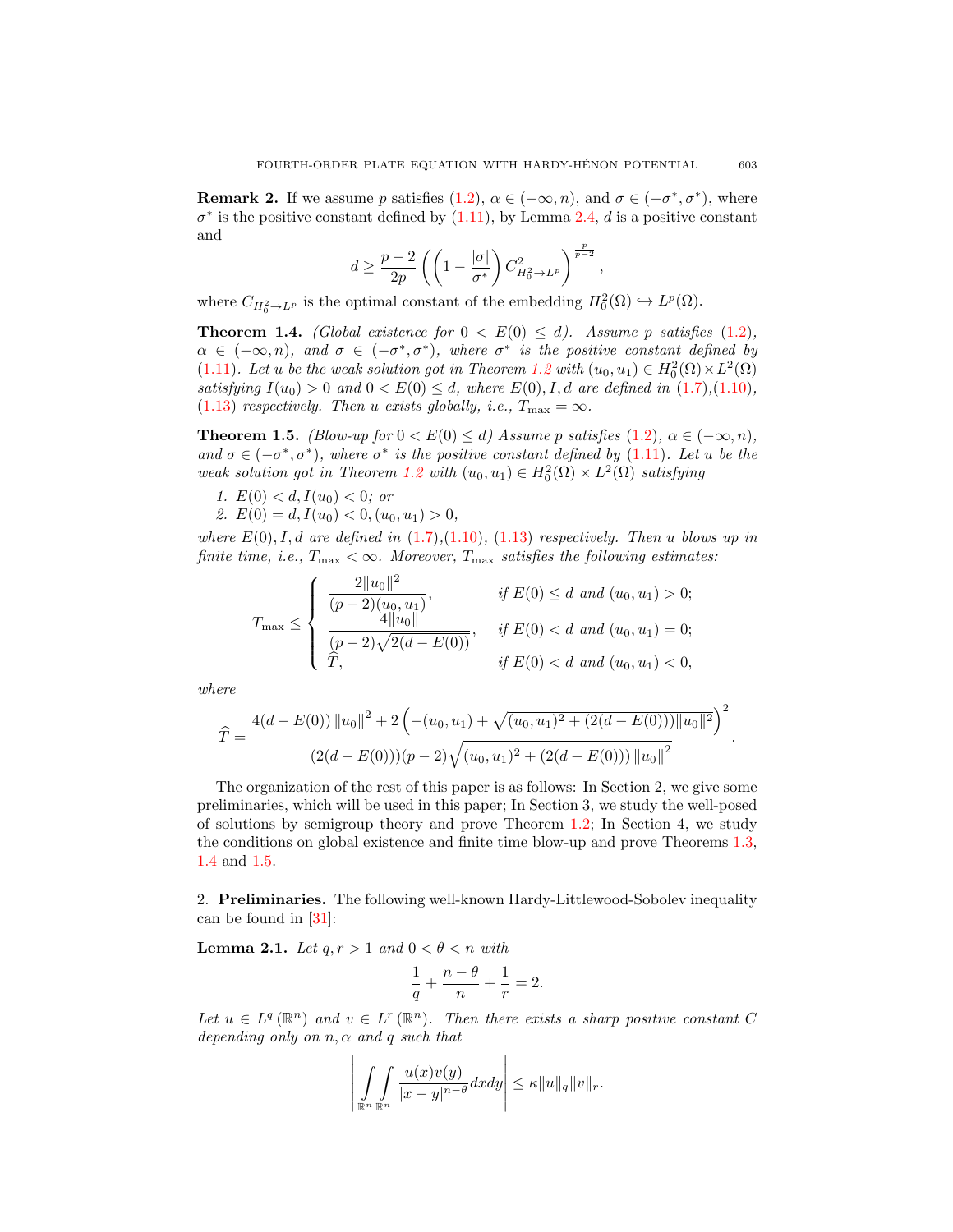**Remark 2.** If we assume $p$ satisfies (1.2), $\alpha \in (-\infty, n)$, and $\sigma \in (-\sigma^*, \sigma^*)$, where $\sigma^*$ is the positive constant defined by (1.11), by Lemma 2.4, $d$ is a positive constant and

$$d \geq \frac{p-2}{2p}\left(\left(1 - \frac{|\sigma|}{\sigma^*}\right) C^2_{H_0^2 \to L^p}\right)^{\frac{p}{p-2}},$$

where $C_{H_0^2 \to L^p}$ is the optimal constant of the embedding $H_0^2(\Omega) \hookrightarrow L^p(\Omega)$.

**Theorem 1.4.** *(Global existence for $0 < E(0) \leq d$). Assume $p$ satisfies (1.2), $\alpha \in (-\infty, n)$, and $\sigma \in (-\sigma^*, \sigma^*)$, where $\sigma^*$ is the positive constant defined by (1.11). Let $u$ be the weak solution got in Theorem 1.2 with $(u_0, u_1) \in H_0^2(\Omega) \times L^2(\Omega)$ satisfying $I(u_0) > 0$ and $0 < E(0) \leq d$, where $E(0), I, d$ are defined in (1.7),(1.10), (1.13) respectively. Then $u$ exists globally, i.e., $T_{\max} = \infty$.*

**Theorem 1.5.** *(Blow-up for $0 < E(0) \leq d$) Assume $p$ satisfies (1.2), $\alpha \in (-\infty, n)$, and $\sigma \in (-\sigma^*, \sigma^*)$, where $\sigma^*$ is the positive constant defined by (1.11). Let $u$ be the weak solution got in Theorem 1.2 with $(u_0, u_1) \in H_0^2(\Omega) \times L^2(\Omega)$ satisfying*

1. *$E(0) < d, I(u_0) < 0$; or*
2. *$E(0) = d, I(u_0) < 0, (u_0, u_1) > 0$,*

*where $E(0), I, d$ are defined in (1.7),(1.10), (1.13) respectively. Then $u$ blows up in finite time, i.e., $T_{\max} < \infty$. Moreover, $T_{\max}$ satisfies the following estimates:*

$$T_{\max} \leq \begin{cases} \dfrac{2\|u_0\|^2}{(p-2)(u_0, u_1)}, & \text{if } E(0) \leq d \text{ and } (u_0, u_1) > 0; \\ \dfrac{4\|u_0\|}{(p-2)\sqrt{2(d - E(0))}}, & \text{if } E(0) < d \text{ and } (u_0, u_1) = 0; \\ \widehat{T}, & \text{if } E(0) < d \text{ and } (u_0, u_1) < 0, \end{cases}$$

*where*

$$\widehat{T} = \frac{4(d - E(0))\|u_0\|^2 + 2\left(-(u_0, u_1) + \sqrt{(u_0, u_1)^2 + (2(d - E(0)))\|u_0\|^2}\right)^2}{(2(d - E(0)))(p-2)\sqrt{(u_0, u_1)^2 + (2(d - E(0)))\|u_0\|^2}}.$$

The organization of the rest of this paper is as follows: In Section 2, we give some preliminaries, which will be used in this paper; In Section 3, we study the well-posed of solutions by semigroup theory and prove Theorem 1.2; In Section 4, we study the conditions on global existence and finite time blow-up and prove Theorems 1.3, 1.4 and 1.5.

## 2. Preliminaries.

The following well-known Hardy-Littlewood-Sobolev inequality can be found in [31]:

**Lemma 2.1.** *Let $q, r > 1$ and $0 < \theta < n$ with*

$$\frac{1}{q} + \frac{n - \theta}{n} + \frac{1}{r} = 2.$$

*Let $u \in L^q(\mathbb{R}^n)$ and $v \in L^r(\mathbb{R}^n)$. Then there exists a sharp positive constant $C$ depending only on $n, \alpha$ and $q$ such that*

$$\left| \int_{\mathbb{R}^n}\int_{\mathbb{R}^n} \frac{u(x)v(y)}{|x-y|^{n-\theta}} dxdy \right| \leq \kappa \|u\|_q \|v\|_r.$$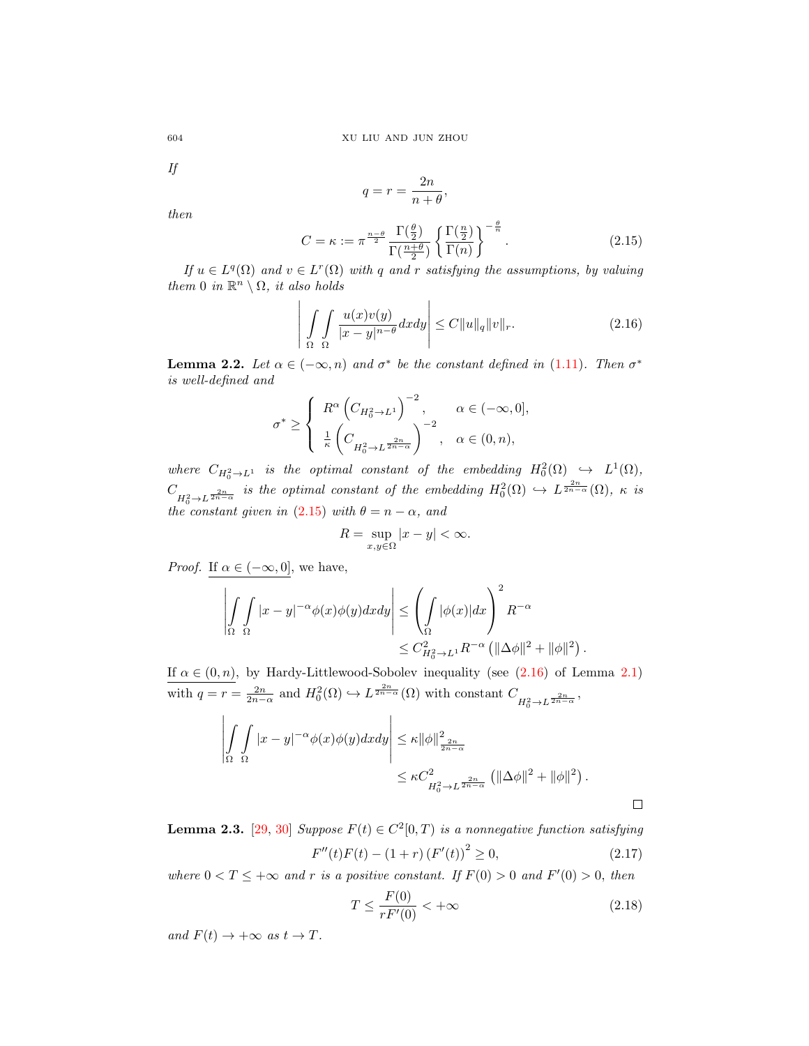*If*

$$q = r = \frac{2n}{n+\theta},$$

*then*

$$C = \kappa := \pi^{\frac{n-\theta}{2}} \frac{\Gamma(\frac{\theta}{2})}{\Gamma(\frac{n+\theta}{2})} \left\{ \frac{\Gamma(\frac{n}{2})}{\Gamma(n)} \right\}^{-\frac{\theta}{n}}. \tag{2.15}$$

*If $u \in L^q(\Omega)$ and $v \in L^r(\Omega)$ with $q$ and $r$ satisfying the assumptions, by valuing them $0$ in $\mathbb{R}^n \setminus \Omega$, it also holds*

$$\left| \int_\Omega \int_\Omega \frac{u(x)v(y)}{|x-y|^{n-\theta}} dxdy \right| \le C\|u\|_q \|v\|_r. \tag{2.16}$$

**Lemma 2.2.** *Let $\alpha \in (-\infty, n)$ and $\sigma^*$ be the constant defined in (1.11). Then $\sigma^*$ is well-defined and*

$$\sigma^* \ge \begin{cases} R^\alpha \left( C_{H_0^2 \to L^1} \right)^{-2}, & \alpha \in (-\infty, 0], \\ \frac{1}{\kappa} \left( C_{H_0^2 \to L^{\frac{2n}{2n-\alpha}}} \right)^{-2}, & \alpha \in (0, n), \end{cases}$$

*where $C_{H_0^2 \to L^1}$ is the optimal constant of the embedding $H_0^2(\Omega) \hookrightarrow L^1(\Omega)$, $C_{H_0^2 \to L^{\frac{2n}{2n-\alpha}}}$ is the optimal constant of the embedding $H_0^2(\Omega) \hookrightarrow L^{\frac{2n}{2n-\alpha}}(\Omega)$, $\kappa$ is the constant given in (2.15) with $\theta = n - \alpha$, and*

$$R = \sup_{x,y \in \Omega} |x-y| < \infty.$$

*Proof.* If $\alpha \in (-\infty, 0]$, we have,

$$\begin{aligned} \left| \int_\Omega \int_\Omega |x-y|^{-\alpha} \phi(x)\phi(y) dxdy \right| &\le \left( \int_\Omega |\phi(x)| dx \right)^2 R^{-\alpha} \\ &\le C_{H_0^2 \to L^1}^2 R^{-\alpha} \left( \|\Delta \phi\|^2 + \|\phi\|^2 \right). \end{aligned}$$

If $\alpha \in (0, n)$, by Hardy-Littlewood-Sobolev inequality (see (2.16) of Lemma 2.1) with $q = r = \frac{2n}{2n-\alpha}$ and $H_0^2(\Omega) \hookrightarrow L^{\frac{2n}{2n-\alpha}}(\Omega)$ with constant $C_{H_0^2 \to L^{\frac{2n}{2n-\alpha}}}$,

$$\begin{aligned} \left| \int_\Omega \int_\Omega |x-y|^{-\alpha} \phi(x)\phi(y) dxdy \right| &\le \kappa \|\phi\|_{\frac{2n}{2n-\alpha}}^2 \\ &\le \kappa C_{H_0^2 \to L^{\frac{2n}{2n-\alpha}}}^2 \left( \|\Delta \phi\|^2 + \|\phi\|^2 \right). \end{aligned}$$

□

**Lemma 2.3.** [29, 30] *Suppose $F(t) \in C^2[0, T)$ is a nonnegative function satisfying*

$$F''(t)F(t) - (1+r)\left(F'(t)\right)^2 \ge 0, \tag{2.17}$$

*where $0 < T \le +\infty$ and $r$ is a positive constant. If $F(0) > 0$ and $F'(0) > 0$, then*

$$T \le \frac{F(0)}{rF'(0)} < +\infty \tag{2.18}$$

*and $F(t) \to +\infty$ as $t \to T$.*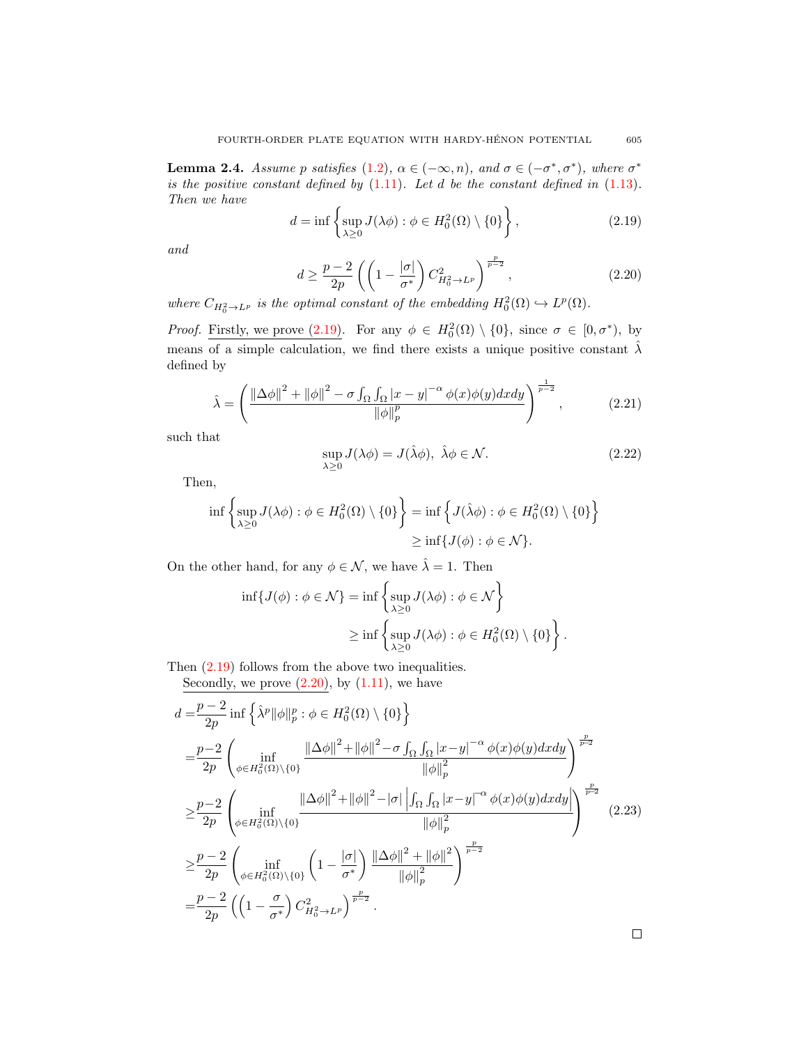**Lemma 2.4.** *Assume $p$ satisfies (1.2), $\alpha \in (-\infty, n)$, and $\sigma \in (-\sigma^*, \sigma^*)$, where $\sigma^*$ is the positive constant defined by (1.11). Let $d$ be the constant defined in (1.13). Then we have*

$$d = \inf\left\{\sup_{\lambda \geq 0} J(\lambda\phi) : \phi \in H_0^2(\Omega) \setminus \{0\}\right\}, \tag{2.19}$$

*and*

$$d \geq \frac{p-2}{2p}\left(\left(1 - \frac{|\sigma|}{\sigma^*}\right) C_{H_0^2 \to L^p}^2\right)^{\frac{p}{p-2}}, \tag{2.20}$$

*where $C_{H_0^2 \to L^p}$ is the optimal constant of the embedding $H_0^2(\Omega) \hookrightarrow L^p(\Omega)$.*

*Proof.* Firstly, we prove (2.19). For any $\phi \in H_0^2(\Omega) \setminus \{0\}$, since $\sigma \in [0, \sigma^*)$, by means of a simple calculation, we find there exists a unique positive constant $\hat{\lambda}$ defined by

$$\hat{\lambda} = \left(\frac{\|\Delta\phi\|^2 + \|\phi\|^2 - \sigma\int_\Omega\int_\Omega |x-y|^{-\alpha}\phi(x)\phi(y)dxdy}{\|\phi\|_p^p}\right)^{\frac{1}{p-2}}, \tag{2.21}$$

such that

$$\sup_{\lambda \geq 0} J(\lambda\phi) = J(\hat{\lambda}\phi), \ \hat{\lambda}\phi \in \mathcal{N}. \tag{2.22}$$

Then,

$$\begin{aligned}
\inf\left\{\sup_{\lambda \geq 0} J(\lambda\phi) : \phi \in H_0^2(\Omega) \setminus \{0\}\right\} &= \inf\left\{J(\hat{\lambda}\phi) : \phi \in H_0^2(\Omega) \setminus \{0\}\right\} \\
&\geq \inf\{J(\phi) : \phi \in \mathcal{N}\}.
\end{aligned}$$

On the other hand, for any $\phi \in \mathcal{N}$, we have $\hat{\lambda} = 1$. Then

$$\begin{aligned}
\inf\{J(\phi) : \phi \in \mathcal{N}\} &= \inf\left\{\sup_{\lambda \geq 0} J(\lambda\phi) : \phi \in \mathcal{N}\right\} \\
&\geq \inf\left\{\sup_{\lambda \geq 0} J(\lambda\phi) : \phi \in H_0^2(\Omega) \setminus \{0\}\right\}.
\end{aligned}$$

Then (2.19) follows from the above two inequalities.

Secondly, we prove (2.20), by (1.11), we have

$$\begin{aligned}
d &= \frac{p-2}{2p}\inf\left\{\hat{\lambda}^p\|\phi\|_p^p : \phi \in H_0^2(\Omega) \setminus \{0\}\right\} \\
&= \frac{p-2}{2p}\left(\inf_{\phi \in H_0^2(\Omega)\setminus\{0\}} \frac{\|\Delta\phi\|^2 + \|\phi\|^2 - \sigma\int_\Omega\int_\Omega |x-y|^{-\alpha}\phi(x)\phi(y)dxdy}{\|\phi\|_p^2}\right)^{\frac{p}{p-2}} \\
&\geq \frac{p-2}{2p}\left(\inf_{\phi \in H_0^2(\Omega)\setminus\{0\}} \frac{\|\Delta\phi\|^2 + \|\phi\|^2 - |\sigma|\left|\int_\Omega\int_\Omega |x-y|^{-\alpha}\phi(x)\phi(y)dxdy\right|}{\|\phi\|_p^2}\right)^{\frac{p}{p-2}} \\
&\geq \frac{p-2}{2p}\left(\inf_{\phi \in H_0^2(\Omega)\setminus\{0\}}\left(1 - \frac{|\sigma|}{\sigma^*}\right)\frac{\|\Delta\phi\|^2 + \|\phi\|^2}{\|\phi\|_p^2}\right)^{\frac{p}{p-2}} \\
&= \frac{p-2}{2p}\left(\left(1 - \frac{\sigma}{\sigma^*}\right) C_{H_0^2 \to L^p}^2\right)^{\frac{p}{p-2}}.
\end{aligned} \tag{2.23}$$

$\square$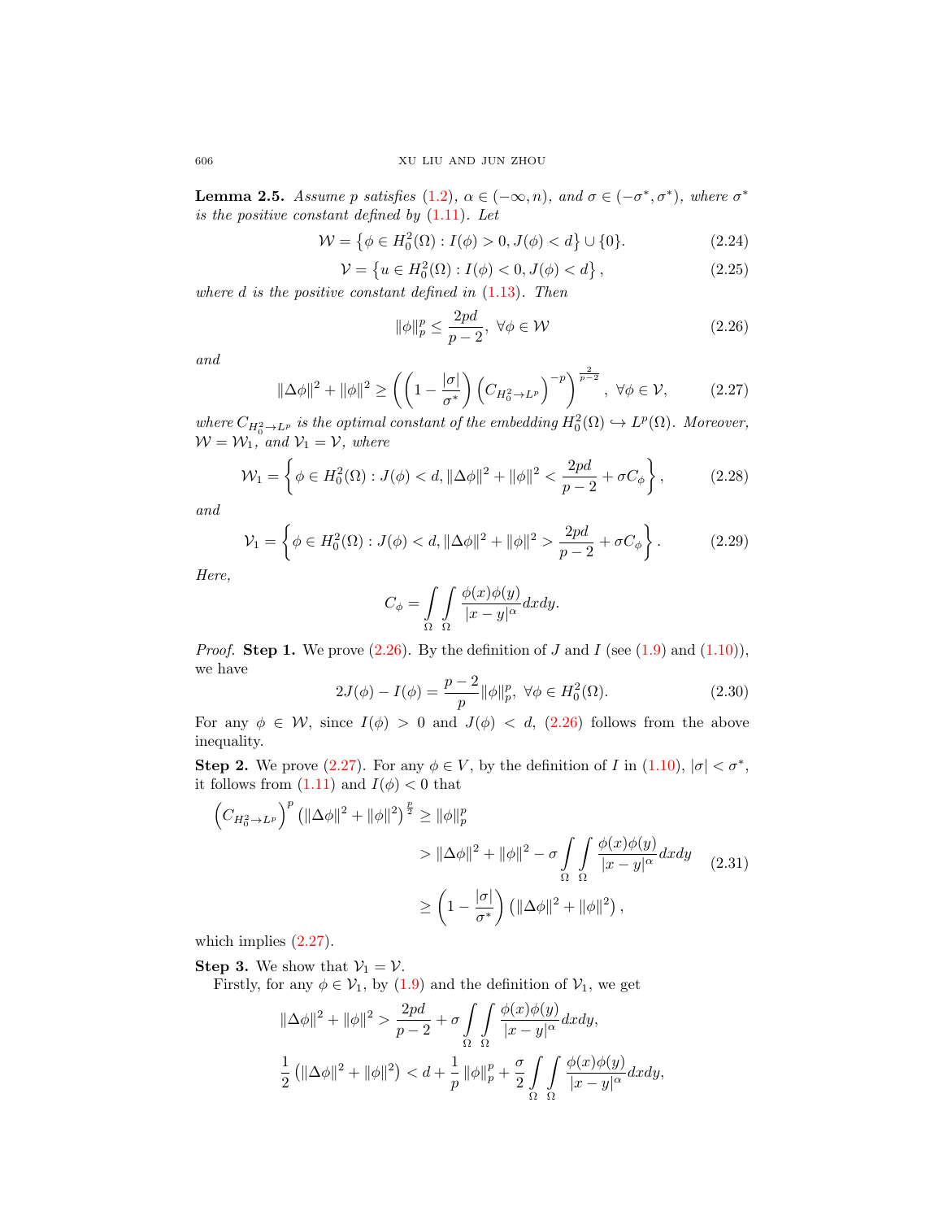**Lemma 2.5.** *Assume $p$ satisfies (1.2), $\alpha \in (-\infty, n)$, and $\sigma \in (-\sigma^*, \sigma^*)$, where $\sigma^*$ is the positive constant defined by (1.11). Let*

$$\mathcal{W} = \left\{\phi \in H_0^2(\Omega) : I(\phi) > 0, J(\phi) < d\right\} \cup \{0\}. \tag{2.24}$$

$$\mathcal{V} = \left\{u \in H_0^2(\Omega) : I(\phi) < 0, J(\phi) < d\right\}, \tag{2.25}$$

*where $d$ is the positive constant defined in (1.13). Then*

$$\|\phi\|_p^p \leq \frac{2pd}{p-2}, \ \forall \phi \in \mathcal{W} \tag{2.26}$$

*and*

$$\|\Delta\phi\|^2 + \|\phi\|^2 \geq \left(\left(1 - \frac{|\sigma|}{\sigma^*}\right)\left(C_{H_0^2 \to L^p}\right)^{-p}\right)^{\frac{2}{p-2}}, \ \forall \phi \in \mathcal{V}, \tag{2.27}$$

*where $C_{H_0^2 \to L^p}$ is the optimal constant of the embedding $H_0^2(\Omega) \hookrightarrow L^p(\Omega)$. Moreover, $\mathcal{W} = \mathcal{W}_1$, and $\mathcal{V}_1 = \mathcal{V}$, where*

$$\mathcal{W}_1 = \left\{\phi \in H_0^2(\Omega) : J(\phi) < d, \|\Delta\phi\|^2 + \|\phi\|^2 < \frac{2pd}{p-2} + \sigma C_\phi\right\}, \tag{2.28}$$

*and*

$$\mathcal{V}_1 = \left\{\phi \in H_0^2(\Omega) : J(\phi) < d, \|\Delta\phi\|^2 + \|\phi\|^2 > \frac{2pd}{p-2} + \sigma C_\phi\right\}. \tag{2.29}$$

*Here,*

$$C_\phi = \int_\Omega \int_\Omega \frac{\phi(x)\phi(y)}{|x-y|^\alpha} dxdy.$$

*Proof.* **Step 1.** We prove (2.26). By the definition of $J$ and $I$ (see (1.9) and (1.10)), we have

$$2J(\phi) - I(\phi) = \frac{p-2}{p}\|\phi\|_p^p, \ \forall \phi \in H_0^2(\Omega). \tag{2.30}$$

For any $\phi \in \mathcal{W}$, since $I(\phi) > 0$ and $J(\phi) < d$, (2.26) follows from the above inequality.

**Step 2.** We prove (2.27). For any $\phi \in V$, by the definition of $I$ in (1.10), $|\sigma| < \sigma^*$, it follows from (1.11) and $I(\phi) < 0$ that

$$\begin{aligned}
\left(C_{H_0^2 \to L^p}\right)^p \left(\|\Delta\phi\|^2 + \|\phi\|^2\right)^{\frac{p}{2}} &\geq \|\phi\|_p^p \\
&> \|\Delta\phi\|^2 + \|\phi\|^2 - \sigma \int_\Omega \int_\Omega \frac{\phi(x)\phi(y)}{|x-y|^\alpha} dxdy \\
&\geq \left(1 - \frac{|\sigma|}{\sigma^*}\right)\left(\|\Delta\phi\|^2 + \|\phi\|^2\right),
\end{aligned} \tag{2.31}$$

which implies (2.27).

**Step 3.** We show that $\mathcal{V}_1 = \mathcal{V}$.

Firstly, for any $\phi \in \mathcal{V}_1$, by (1.9) and the definition of $\mathcal{V}_1$, we get

$$\|\Delta\phi\|^2 + \|\phi\|^2 > \frac{2pd}{p-2} + \sigma \int_\Omega \int_\Omega \frac{\phi(x)\phi(y)}{|x-y|^\alpha} dxdy,$$

$$\frac{1}{2}\left(\|\Delta\phi\|^2 + \|\phi\|^2\right) < d + \frac{1}{p}\|\phi\|_p^p + \frac{\sigma}{2}\int_\Omega \int_\Omega \frac{\phi(x)\phi(y)}{|x-y|^\alpha} dxdy,$$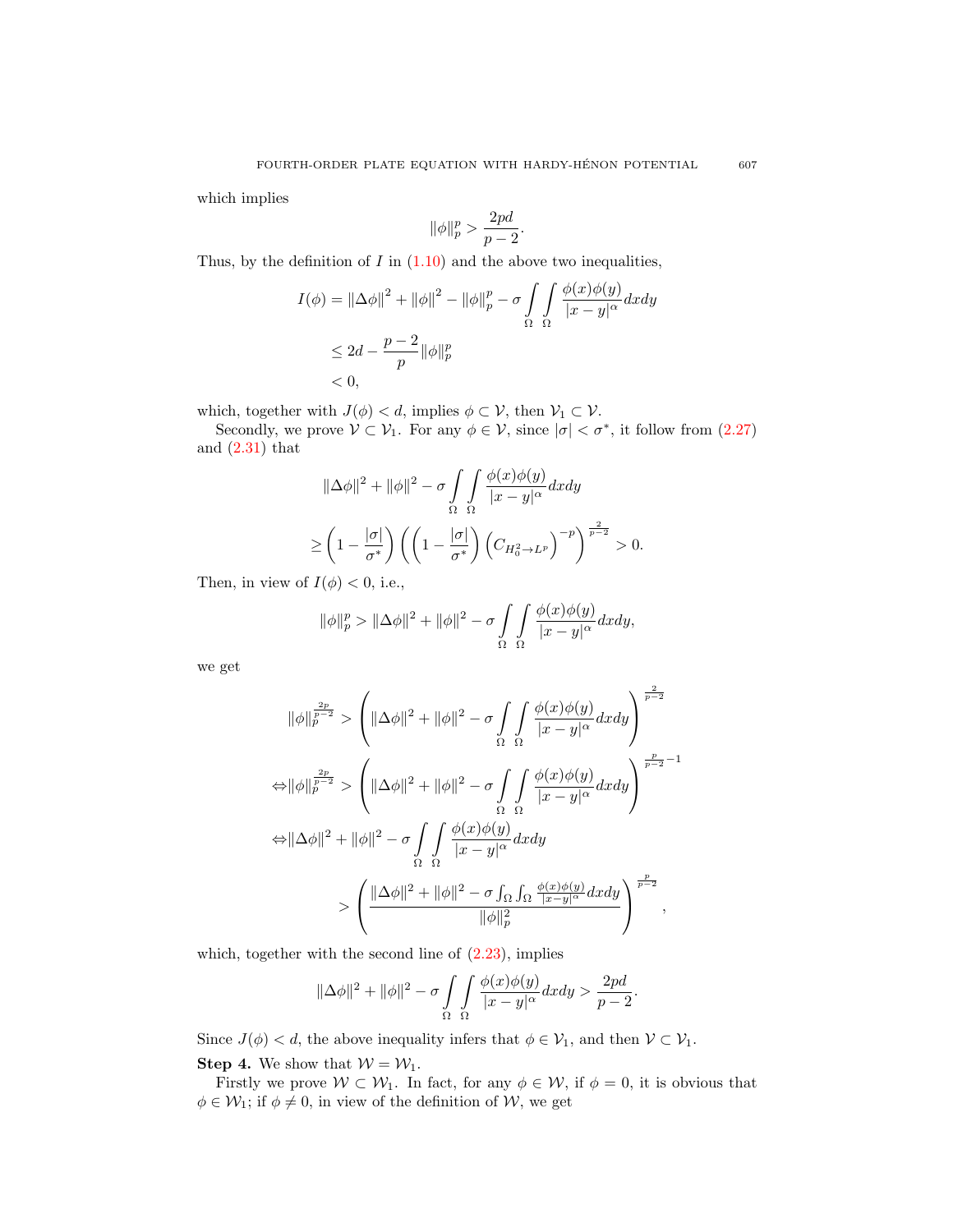which implies

$$\|\phi\|_p^p > \frac{2pd}{p-2}.$$

Thus, by the definition of $I$ in (1.10) and the above two inequalities,

$$\begin{aligned}
I(\phi) &= \|\Delta\phi\|^2 + \|\phi\|^2 - \|\phi\|_p^p - \sigma \int_\Omega \int_\Omega \frac{\phi(x)\phi(y)}{|x-y|^\alpha} dxdy \\
&\le 2d - \frac{p-2}{p}\|\phi\|_p^p \\
&< 0,
\end{aligned}$$

which, together with $J(\phi) < d$, implies $\phi \subset \mathcal{V}$, then $\mathcal{V}_1 \subset \mathcal{V}$.

Secondly, we prove $\mathcal{V} \subset \mathcal{V}_1$. For any $\phi \in \mathcal{V}$, since $|\sigma| < \sigma^*$, it follow from (2.27) and (2.31) that

$$\begin{aligned}
&\|\Delta\phi\|^2 + \|\phi\|^2 - \sigma \int_\Omega \int_\Omega \frac{\phi(x)\phi(y)}{|x-y|^\alpha} dxdy \\
\ge& \left(1 - \frac{|\sigma|}{\sigma^*}\right)\left(\left(1 - \frac{|\sigma|}{\sigma^*}\right)\left(C_{H_0^2 \to L^p}\right)^{-p}\right)^{\frac{2}{p-2}} > 0.
\end{aligned}$$

Then, in view of $I(\phi) < 0$, i.e.,

$$\|\phi\|_p^p > \|\Delta\phi\|^2 + \|\phi\|^2 - \sigma \int_\Omega \int_\Omega \frac{\phi(x)\phi(y)}{|x-y|^\alpha} dxdy,$$

we get

$$\begin{aligned}
&\|\phi\|_p^{\frac{2p}{p-2}} > \left(\|\Delta\phi\|^2 + \|\phi\|^2 - \sigma \int_\Omega \int_\Omega \frac{\phi(x)\phi(y)}{|x-y|^\alpha} dxdy\right)^{\frac{2}{p-2}} \\
\Leftrightarrow& \|\phi\|_p^{\frac{2p}{p-2}} > \left(\|\Delta\phi\|^2 + \|\phi\|^2 - \sigma \int_\Omega \int_\Omega \frac{\phi(x)\phi(y)}{|x-y|^\alpha} dxdy\right)^{\frac{p}{p-2}-1} \\
\Leftrightarrow& \|\Delta\phi\|^2 + \|\phi\|^2 - \sigma \int_\Omega \int_\Omega \frac{\phi(x)\phi(y)}{|x-y|^\alpha} dxdy \\
&\qquad > \left(\frac{\|\Delta\phi\|^2 + \|\phi\|^2 - \sigma \int_\Omega \int_\Omega \frac{\phi(x)\phi(y)}{|x-y|^\alpha} dxdy}{\|\phi\|_p^2}\right)^{\frac{p}{p-2}},
\end{aligned}$$

which, together with the second line of (2.23), implies

$$\|\Delta\phi\|^2 + \|\phi\|^2 - \sigma \int_\Omega \int_\Omega \frac{\phi(x)\phi(y)}{|x-y|^\alpha} dxdy > \frac{2pd}{p-2}.$$

Since $J(\phi) < d$, the above inequality infers that $\phi \in \mathcal{V}_1$, and then $\mathcal{V} \subset \mathcal{V}_1$.

**Step 4.** We show that $\mathcal{W} = \mathcal{W}_1$.

Firstly we prove $\mathcal{W} \subset \mathcal{W}_1$. In fact, for any $\phi \in \mathcal{W}$, if $\phi = 0$, it is obvious that $\phi \in \mathcal{W}_1$; if $\phi \neq 0$, in view of the definition of $\mathcal{W}$, we get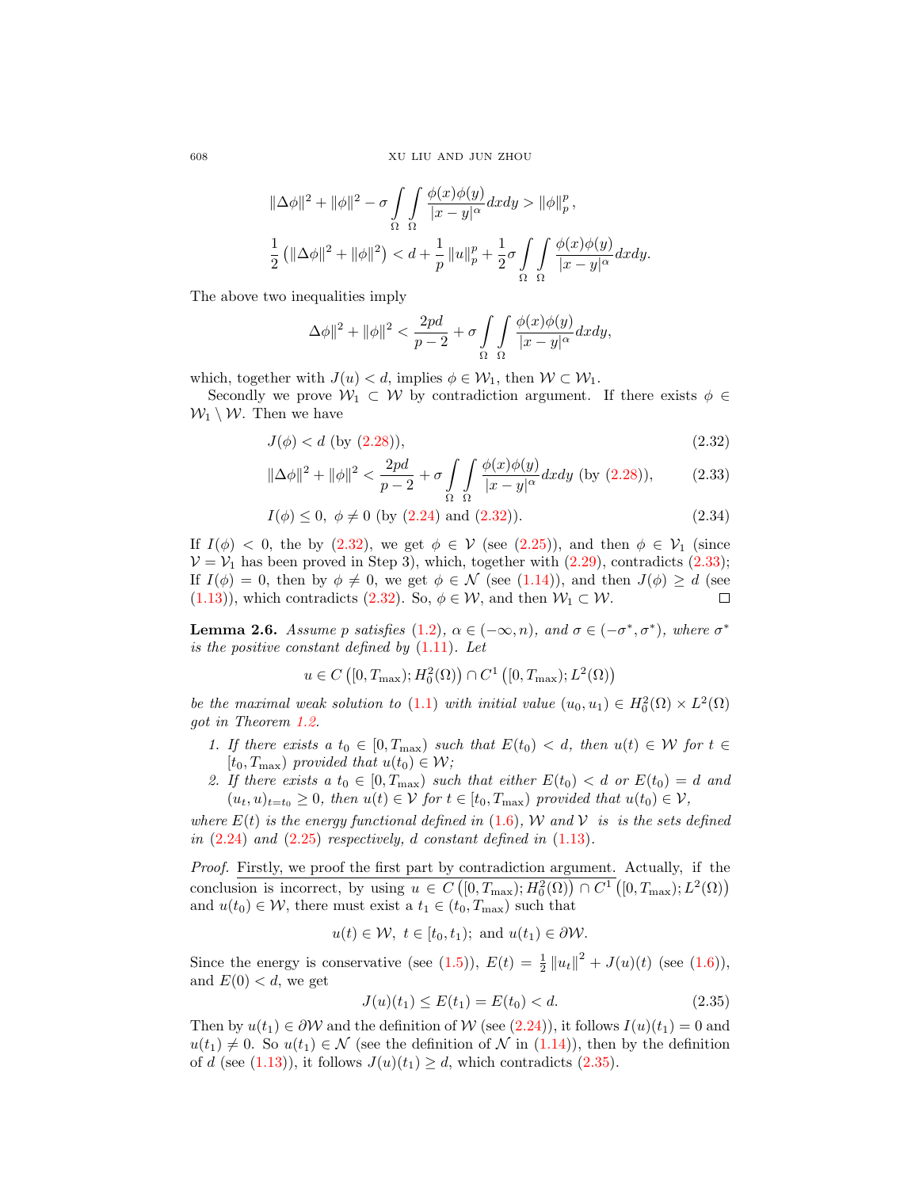$$\|\Delta\phi\|^2 + \|\phi\|^2 - \sigma \int_\Omega \int_\Omega \frac{\phi(x)\phi(y)}{|x-y|^\alpha} dxdy > \|\phi\|_p^p,$$

$$\frac{1}{2}\left(\|\Delta\phi\|^2 + \|\phi\|^2\right) < d + \frac{1}{p}\|u\|_p^p + \frac{1}{2}\sigma \int_\Omega \int_\Omega \frac{\phi(x)\phi(y)}{|x-y|^\alpha} dxdy.$$

The above two inequalities imply

$$\Delta\phi\|^2 + \|\phi\|^2 < \frac{2pd}{p-2} + \sigma \int_\Omega \int_\Omega \frac{\phi(x)\phi(y)}{|x-y|^\alpha} dxdy,$$

which, together with $J(u) < d$, implies $\phi \in \mathcal{W}_1$, then $\mathcal{W} \subset \mathcal{W}_1$.

Secondly we prove $\mathcal{W}_1 \subset \mathcal{W}$ by contradiction argument. If there exists $\phi \in \mathcal{W}_1 \setminus \mathcal{W}$. Then we have

$$J(\phi) < d \text{ (by (2.28))}, \tag{2.32}$$

$$\|\Delta\phi\|^2 + \|\phi\|^2 < \frac{2pd}{p-2} + \sigma \int_\Omega \int_\Omega \frac{\phi(x)\phi(y)}{|x-y|^\alpha} dxdy \text{ (by (2.28))}, \tag{2.33}$$

$$I(\phi) \leq 0,\ \phi \neq 0 \text{ (by (2.24) and (2.32))}. \tag{2.34}$$

If $I(\phi) < 0$, the by (2.32), we get $\phi \in \mathcal{V}$ (see (2.25)), and then $\phi \in \mathcal{V}_1$ (since $\mathcal{V} = \mathcal{V}_1$ has been proved in Step 3), which, together with (2.29), contradicts (2.33); If $I(\phi) = 0$, then by $\phi \neq 0$, we get $\phi \in \mathcal{N}$ (see (1.14)), and then $J(\phi) \geq d$ (see (1.13)), which contradicts (2.32). So, $\phi \in \mathcal{W}$, and then $\mathcal{W}_1 \subset \mathcal{W}$. $\square$

**Lemma 2.6.** *Assume $p$ satisfies (1.2), $\alpha \in (-\infty, n)$, and $\sigma \in (-\sigma^*, \sigma^*)$, where $\sigma^*$ is the positive constant defined by (1.11). Let*

$$u \in C\left([0, T_{\max}); H_0^2(\Omega)\right) \cap C^1\left([0, T_{\max}); L^2(\Omega)\right)$$

*be the maximal weak solution to (1.1) with initial value $(u_0, u_1) \in H_0^2(\Omega) \times L^2(\Omega)$ got in Theorem 1.2.*

1. *If there exists a $t_0 \in [0, T_{\max})$ such that $E(t_0) < d$, then $u(t) \in \mathcal{W}$ for $t \in [t_0, T_{\max})$ provided that $u(t_0) \in \mathcal{W}$;*
2. *If there exists a $t_0 \in [0, T_{\max})$ such that either $E(t_0) < d$ or $E(t_0) = d$ and $(u_t, u)_{t=t_0} \geq 0$, then $u(t) \in \mathcal{V}$ for $t \in [t_0, T_{\max})$ provided that $u(t_0) \in \mathcal{V}$,*

*where $E(t)$ is the energy functional defined in (1.6), $\mathcal{W}$ and $\mathcal{V}$ is is the sets defined in (2.24) and (2.25) respectively, $d$ constant defined in (1.13).*

*Proof.* Firstly, we proof the first part by contradiction argument. Actually, if the conclusion is incorrect, by using $u \in C\left([0, T_{\max}); H_0^2(\Omega)\right) \cap C^1\left([0, T_{\max}); L^2(\Omega)\right)$ and $u(t_0) \in \mathcal{W}$, there must exist a $t_1 \in (t_0, T_{\max})$ such that

$$u(t) \in \mathcal{W},\ t \in [t_0, t_1);\ \text{and}\ u(t_1) \in \partial\mathcal{W}.$$

Since the energy is conservative (see (1.5)), $E(t) = \frac{1}{2}\|u_t\|^2 + J(u)(t)$ (see (1.6)), and $E(0) < d$, we get

$$J(u)(t_1) \leq E(t_1) = E(t_0) < d. \tag{2.35}$$

Then by $u(t_1) \in \partial\mathcal{W}$ and the definition of $\mathcal{W}$ (see (2.24)), it follows $I(u)(t_1) = 0$ and $u(t_1) \neq 0$. So $u(t_1) \in \mathcal{N}$ (see the definition of $\mathcal{N}$ in (1.14)), then by the definition of $d$ (see (1.13)), it follows $J(u)(t_1) \geq d$, which contradicts (2.35).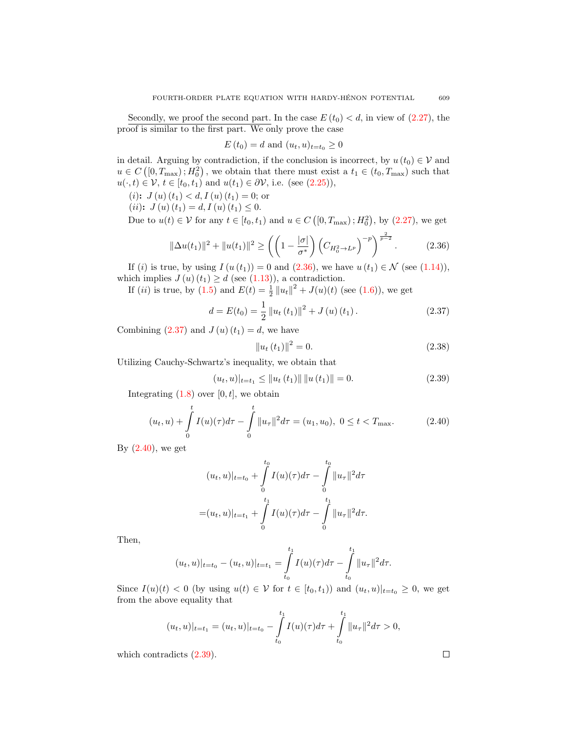Secondly, we proof the second part. In the case $E(t_0) < d$, in view of (2.27), the proof is similar to the first part. We only prove the case

$$E(t_0) = d \text{ and } (u_t, u)_{t=t_0} \geq 0$$

in detail. Arguing by contradiction, if the conclusion is incorrect, by $u(t_0) \in \mathcal{V}$ and $u \in C\left([0, T_{\max}); H_0^2\right)$, we obtain that there must exist a $t_1 \in (t_0, T_{\max})$ such that $u(\cdot, t) \in \mathcal{V}$, $t \in [t_0, t_1)$ and $u(t_1) \in \partial \mathcal{V}$, i.e. (see (2.25)),

$(i)$**:** $J(u)(t_1) < d, I(u)(t_1) = 0$; or

$(ii)$**:** $J(u)(t_1) = d, I(u)(t_1) \leq 0$.

Due to $u(t) \in \mathcal{V}$ for any $t \in [t_0, t_1)$ and $u \in C\left([0, T_{\max}); H_0^2\right)$, by (2.27), we get

$$\|\Delta u(t_1)\|^2 + \|u(t_1)\|^2 \geq \left(\left(1 - \frac{|\sigma|}{\sigma^*}\right)\left(C_{H_0^2 \to L^p}\right)^{-p}\right)^{\frac{2}{p-2}}. \tag{2.36}$$

If $(i)$ is true, by using $I(u(t_1)) = 0$ and (2.36), we have $u(t_1) \in \mathcal{N}$ (see (1.14)), which implies $J(u)(t_1) \geq d$ (see (1.13)), a contradiction.

If $(ii)$ is true, by (1.5) and $E(t) = \frac{1}{2}\|u_t\|^2 + J(u)(t)$ (see (1.6)), we get

$$d = E(t_0) = \frac{1}{2}\|u_t(t_1)\|^2 + J(u)(t_1). \tag{2.37}$$

Combining (2.37) and $J(u)(t_1) = d$, we have

$$\|u_t(t_1)\|^2 = 0. \tag{2.38}$$

Utilizing Cauchy-Schwartz's inequality, we obtain that

$$(u_t, u)|_{t=t_1} \leq \|u_t(t_1)\| \|u(t_1)\| = 0. \tag{2.39}$$

Integrating (1.8) over $[0, t]$, we obtain

$$(u_t, u) + \int_0^t I(u)(\tau) d\tau - \int_0^t \|u_\tau\|^2 d\tau = (u_1, u_0), \ 0 \leq t < T_{\max}. \tag{2.40}$$

By (2.40), we get

$$\begin{aligned}
&(u_t, u)|_{t=t_0} + \int_0^{t_0} I(u)(\tau) d\tau - \int_0^{t_0} \|u_\tau\|^2 d\tau \\
=&(u_t, u)|_{t=t_1} + \int_0^{t_1} I(u)(\tau) d\tau - \int_0^{t_1} \|u_\tau\|^2 d\tau.
\end{aligned}$$

Then,

$$(u_t, u)|_{t=t_0} - (u_t, u)|_{t=t_1} = \int_{t_0}^{t_1} I(u)(\tau) d\tau - \int_{t_0}^{t_1} \|u_\tau\|^2 d\tau.$$

Since $I(u)(t) < 0$ (by using $u(t) \in \mathcal{V}$ for $t \in [t_0, t_1)$) and $(u_t, u)|_{t=t_0} \geq 0$, we get from the above equality that

$$(u_t, u)|_{t=t_1} = (u_t, u)|_{t=t_0} - \int_{t_0}^{t_1} I(u)(\tau) d\tau + \int_{t_0}^{t_1} \|u_\tau\|^2 d\tau > 0,$$

which contradicts (2.39). $\square$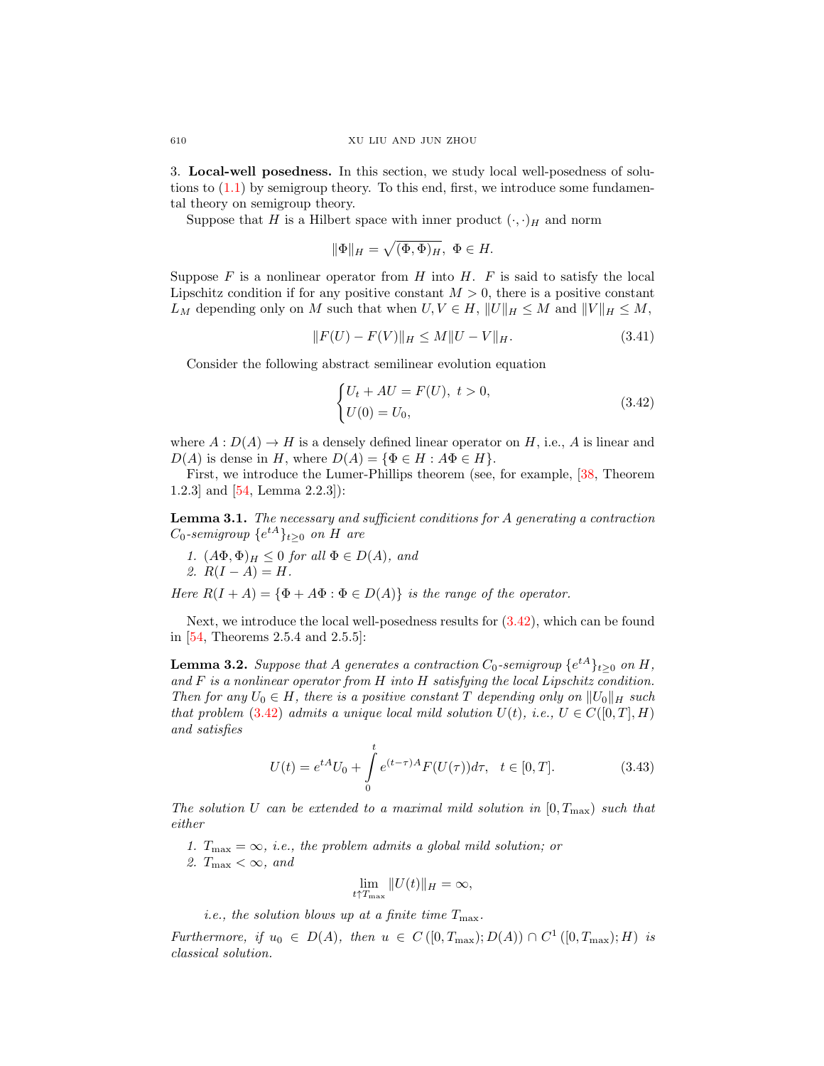3. **Local-well posedness.** In this section, we study local well-posedness of solutions to (1.1) by semigroup theory. To this end, first, we introduce some fundamental theory on semigroup theory.

Suppose that $H$ is a Hilbert space with inner product $(\cdot,\cdot)_H$ and norm

$$\|\Phi\|_H = \sqrt{(\Phi,\Phi)_H},\ \Phi \in H.$$

Suppose $F$ is a nonlinear operator from $H$ into $H$. $F$ is said to satisfy the local Lipschitz condition if for any positive constant $M > 0$, there is a positive constant $L_M$ depending only on $M$ such that when $U, V \in H$, $\|U\|_H \leq M$ and $\|V\|_H \leq M$,

$$\|F(U) - F(V)\|_H \leq M\|U - V\|_H. \tag{3.41}$$

Consider the following abstract semilinear evolution equation

$$\begin{cases} U_t + AU = F(U),\ t > 0, \\ U(0) = U_0, \end{cases} \tag{3.42}$$

where $A : D(A) \to H$ is a densely defined linear operator on $H$, i.e., $A$ is linear and $D(A)$ is dense in $H$, where $D(A) = \{\Phi \in H : A\Phi \in H\}$.

First, we introduce the Lumer-Phillips theorem (see, for example, [38, Theorem 1.2.3] and [54, Lemma 2.2.3]):

**Lemma 3.1.** *The necessary and sufficient conditions for $A$ generating a contraction $C_0$-semigroup $\{e^{tA}\}_{t\geq 0}$ on $H$ are*

1. *$(A\Phi,\Phi)_H \leq 0$ for all $\Phi \in D(A)$, and*
2. *$R(I - A) = H$.*

*Here $R(I + A) = \{\Phi + A\Phi : \Phi \in D(A)\}$ is the range of the operator.*

Next, we introduce the local well-posedness results for (3.42), which can be found in [54, Theorems 2.5.4 and 2.5.5]:

**Lemma 3.2.** *Suppose that $A$ generates a contraction $C_0$-semigroup $\{e^{tA}\}_{t\geq 0}$ on $H$, and $F$ is a nonlinear operator from $H$ into $H$ satisfying the local Lipschitz condition. Then for any $U_0 \in H$, there is a positive constant $T$ depending only on $\|U_0\|_H$ such that problem (3.42) admits a unique local mild solution $U(t)$, i.e., $U \in C([0,T], H)$ and satisfies*

$$U(t) = e^{tA}U_0 + \int_0^t e^{(t-\tau)A}F(U(\tau))d\tau,\quad t \in [0,T]. \tag{3.43}$$

*The solution $U$ can be extended to a maximal mild solution in $[0, T_{\max})$ such that either*

1. *$T_{\max} = \infty$, i.e., the problem admits a global mild solution; or*
2. *$T_{\max} < \infty$, and*

$$\lim_{t\uparrow T_{\max}} \|U(t)\|_H = \infty,$$

*i.e., the solution blows up at a finite time $T_{\max}$.*

*Furthermore, if $u_0 \in D(A)$, then $u \in C([0, T_{\max}); D(A)) \cap C^1([0, T_{\max}); H)$ is classical solution.*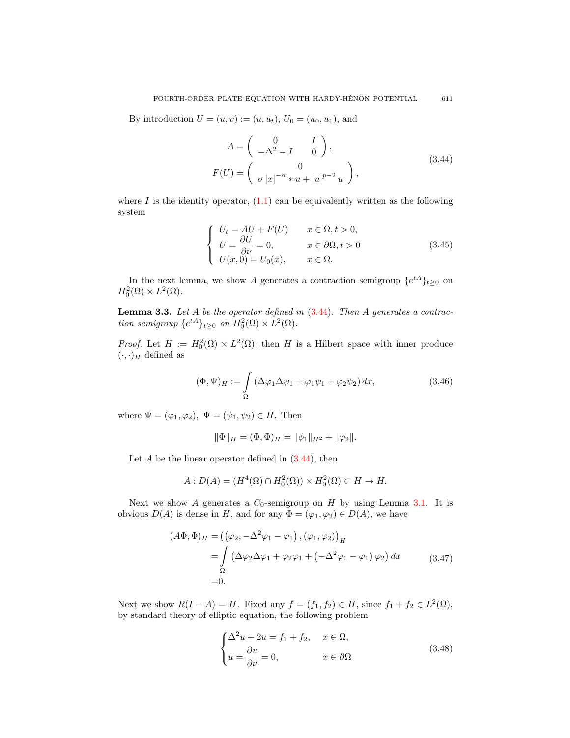By introduction $U = (u, v) := (u, u_t)$, $U_0 = (u_0, u_1)$, and

$$
\begin{aligned}
A &= \begin{pmatrix} 0 & I \\ -\Delta^2 - I & 0 \end{pmatrix}, \\
F(U) &= \begin{pmatrix} 0 \\ \sigma \left|x\right|^{-\alpha} * u + \left|u\right|^{p-2} u \end{pmatrix},
\end{aligned}
\tag{3.44}
$$

where $I$ is the identity operator, (1.1) can be equivalently written as the following system

$$
\begin{cases}
U_t = AU + F(U) & x \in \Omega, t > 0, \\
U = \dfrac{\partial U}{\partial \nu} = 0, & x \in \partial\Omega, t > 0 \\
U(x, 0) = U_0(x), & x \in \Omega.
\end{cases}
\tag{3.45}
$$

In the next lemma, we show $A$ generates a contraction semigroup $\{e^{tA}\}_{t \geq 0}$ on $H_0^2(\Omega) \times L^2(\Omega)$.

**Lemma 3.3.** *Let $A$ be the operator defined in (3.44). Then $A$ generates a contraction semigroup $\{e^{tA}\}_{t\geq 0}$ on $H_0^2(\Omega) \times L^2(\Omega)$.*

*Proof.* Let $H := H_0^2(\Omega) \times L^2(\Omega)$, then $H$ is a Hilbert space with inner produce $(\cdot, \cdot)_H$ defined as

$$
(\Phi, \Psi)_H := \int\limits_\Omega \left(\Delta\varphi_1 \Delta\psi_1 + \varphi_1\psi_1 + \varphi_2\psi_2\right) dx,
\tag{3.46}
$$

where $\Psi = (\varphi_1, \varphi_2)$, $\Psi = (\psi_1, \psi_2) \in H$. Then

$$
\|\Phi\|_H = (\Phi, \Phi)_H = \|\phi_1\|_{H^2} + \|\varphi_2\|.
$$

Let $A$ be the linear operator defined in (3.44), then

$$
A : D(A) = (H^4(\Omega) \cap H_0^2(\Omega)) \times H_0^2(\Omega) \subset H \to H.
$$

Next we show $A$ generates a $C_0$-semigroup on $H$ by using Lemma 3.1. It is obvious $D(A)$ is dense in $H$, and for any $\Phi = (\varphi_1, \varphi_2) \in D(A)$, we have

$$
\begin{aligned}
(A\Phi, \Phi)_H &= \left(\left(\varphi_2, -\Delta^2\varphi_1 - \varphi_1\right), (\varphi_1, \varphi_2)\right)_H \\
&= \int\limits_\Omega \left(\Delta\varphi_2\Delta\varphi_1 + \varphi_2\varphi_1 + \left(-\Delta^2\varphi_1 - \varphi_1\right)\varphi_2\right) dx \\
&= 0.
\end{aligned}
\tag{3.47}
$$

Next we show $R(I - A) = H$. Fixed any $f = (f_1, f_2) \in H$, since $f_1 + f_2 \in L^2(\Omega)$, by standard theory of elliptic equation, the following problem

$$
\begin{cases}
\Delta^2 u + 2u = f_1 + f_2, & x \in \Omega, \\
u = \dfrac{\partial u}{\partial \nu} = 0, & x \in \partial\Omega
\end{cases}
\tag{3.48}
$$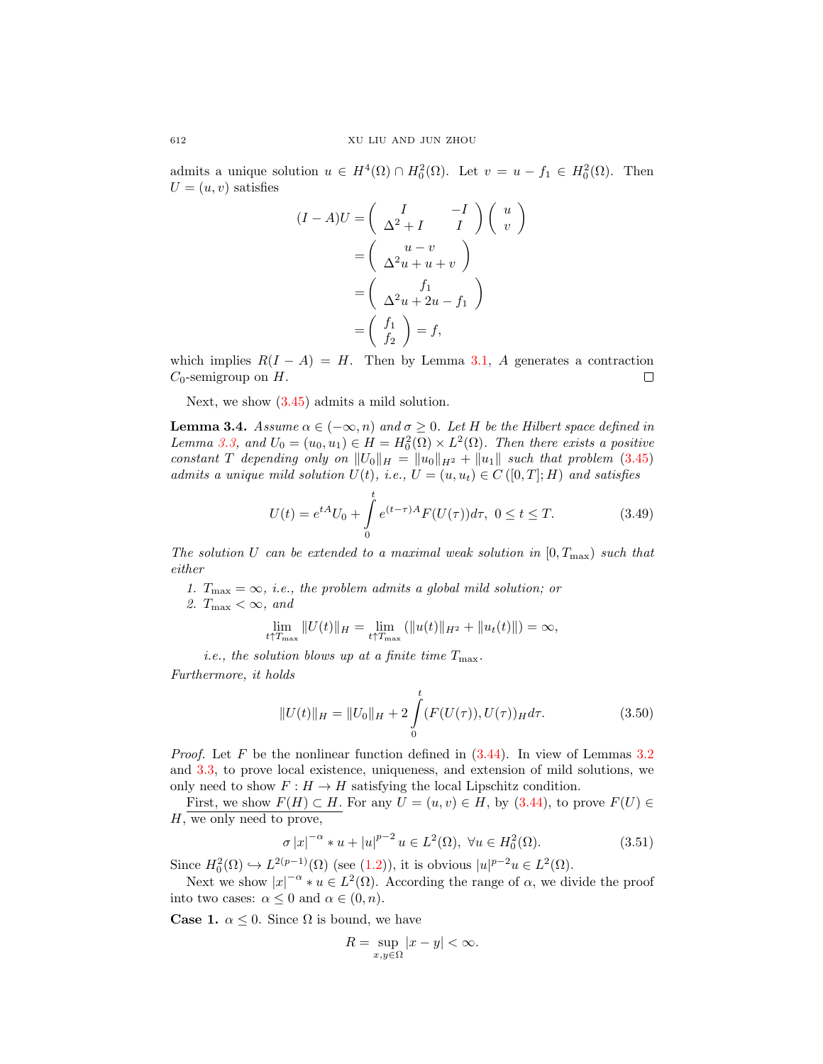admits a unique solution $u \in H^4(\Omega) \cap H_0^2(\Omega)$. Let $v = u - f_1 \in H_0^2(\Omega)$. Then $U = (u, v)$ satisfies

$$
\begin{aligned}
(I - A)U &= \begin{pmatrix} I & -I \\ \Delta^2 + I & I \end{pmatrix} \begin{pmatrix} u \\ v \end{pmatrix} \\
&= \begin{pmatrix} u - v \\ \Delta^2 u + u + v \end{pmatrix} \\
&= \begin{pmatrix} f_1 \\ \Delta^2 u + 2u - f_1 \end{pmatrix} \\
&= \begin{pmatrix} f_1 \\ f_2 \end{pmatrix} = f,
\end{aligned}
$$

which implies $R(I - A) = H$. Then by Lemma 3.1, $A$ generates a contraction $C_0$-semigroup on $H$. $\square$

Next, we show (3.45) admits a mild solution.

**Lemma 3.4.** *Assume $\alpha \in (-\infty, n)$ and $\sigma \geq 0$. Let $H$ be the Hilbert space defined in Lemma 3.3, and $U_0 = (u_0, u_1) \in H = H_0^2(\Omega) \times L^2(\Omega)$. Then there exists a positive constant $T$ depending only on $\|U_0\|_H = \|u_0\|_{H^2} + \|u_1\|$ such that problem (3.45) admits a unique mild solution $U(t)$, i.e., $U = (u, u_t) \in C([0, T]; H)$ and satisfies*

$$
U(t) = e^{tA} U_0 + \int_0^t e^{(t-\tau)A} F(U(\tau)) d\tau, \ 0 \leq t \leq T. \tag{3.49}
$$

*The solution $U$ can be extended to a maximal weak solution in $[0, T_{\max})$ such that either*

1. *$T_{\max} = \infty$, i.e., the problem admits a global mild solution; or*
2. *$T_{\max} < \infty$, and*

$$
\lim_{t \uparrow T_{\max}} \|U(t)\|_H = \lim_{t \uparrow T_{\max}} (\|u(t)\|_{H^2} + \|u_t(t)\|) = \infty,
$$

*i.e., the solution blows up at a finite time $T_{\max}$.*

*Furthermore, it holds*

$$
\|U(t)\|_H = \|U_0\|_H + 2 \int_0^t (F(U(\tau)), U(\tau))_H d\tau. \tag{3.50}
$$

*Proof.* Let $F$ be the nonlinear function defined in (3.44). In view of Lemmas 3.2 and 3.3, to prove local existence, uniqueness, and extension of mild solutions, we only need to show $F : H \to H$ satisfying the local Lipschitz condition.

First, we show $F(H) \subset H$. For any $U = (u, v) \in H$, by (3.44), to prove $F(U) \in H$, we only need to prove,

$$
\sigma |x|^{-\alpha} * u + |u|^{p-2} u \in L^2(\Omega), \ \forall u \in H_0^2(\Omega). \tag{3.51}
$$

Since $H_0^2(\Omega) \hookrightarrow L^{2(p-1)}(\Omega)$ (see (1.2)), it is obvious $|u|^{p-2} u \in L^2(\Omega)$.

Next we show $|x|^{-\alpha} * u \in L^2(\Omega)$. According the range of $\alpha$, we divide the proof into two cases: $\alpha \leq 0$ and $\alpha \in (0, n)$.

**Case 1.** $\alpha \leq 0$. Since $\Omega$ is bound, we have

$$
R = \sup_{x, y \in \Omega} |x - y| < \infty.
$$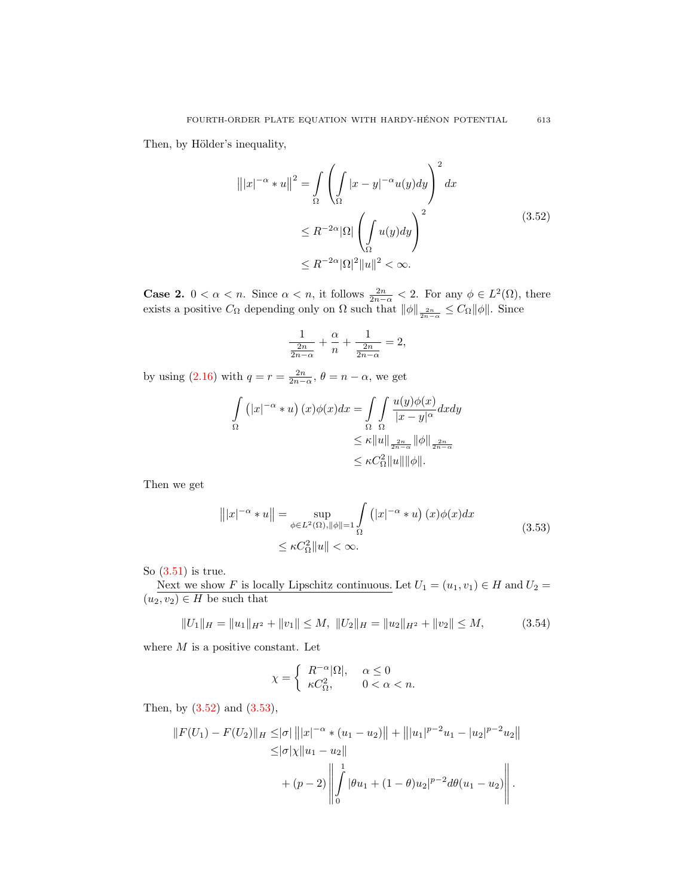Then, by Hölder's inequality,

$$
\begin{aligned}
\left\||x|^{-\alpha} * u\right\|^2 &= \int\limits_{\Omega} \left( \int\limits_{\Omega} |x-y|^{-\alpha} u(y) dy \right)^2 dx \\
&\leq R^{-2\alpha} |\Omega| \left( \int\limits_{\Omega} u(y) dy \right)^2 \\
&\leq R^{-2\alpha} |\Omega|^2 \|u\|^2 < \infty.
\end{aligned}
\tag{3.52}
$$

**Case 2.** $0 < \alpha < n$. Since $\alpha < n$, it follows $\frac{2n}{2n-\alpha} < 2$. For any $\phi \in L^2(\Omega)$, there exists a positive $C_\Omega$ depending only on $\Omega$ such that $\|\phi\|_{\frac{2n}{2n-\alpha}} \leq C_\Omega \|\phi\|$. Since

$$
\frac{1}{\frac{2n}{2n-\alpha}} + \frac{\alpha}{n} + \frac{1}{\frac{2n}{2n-\alpha}} = 2,
$$

by using (2.16) with $q = r = \frac{2n}{2n-\alpha}$, $\theta = n - \alpha$, we get

$$
\begin{aligned}
\int\limits_{\Omega} \left(|x|^{-\alpha} * u\right)(x) \phi(x) dx &= \int\limits_{\Omega} \int\limits_{\Omega} \frac{u(y)\phi(x)}{|x-y|^{\alpha}} dx dy \\
&\leq \kappa \|u\|_{\frac{2n}{2n-\alpha}} \|\phi\|_{\frac{2n}{2n-\alpha}} \\
&\leq \kappa C_\Omega^2 \|u\| \|\phi\|.
\end{aligned}
$$

Then we get

$$
\begin{aligned}
\left\||x|^{-\alpha} * u\right\| &= \sup_{\phi \in L^2(\Omega), \|\phi\|=1} \int\limits_{\Omega} \left(|x|^{-\alpha} * u\right)(x) \phi(x) dx \\
&\leq \kappa C_\Omega^2 \|u\| < \infty.
\end{aligned}
\tag{3.53}
$$

So (3.51) is true.

Next we show $F$ is locally Lipschitz continuous. Let $U_1 = (u_1, v_1) \in H$ and $U_2 = (u_2, v_2) \in H$ be such that

$$
\|U_1\|_H = \|u_1\|_{H^2} + \|v_1\| \leq M, \ \|U_2\|_H = \|u_2\|_{H^2} + \|v_2\| \leq M, \tag{3.54}
$$

where $M$ is a positive constant. Let

$$
\chi = \begin{cases} R^{-\alpha}|\Omega|, & \alpha \leq 0 \\ \kappa C_\Omega^2, & 0 < \alpha < n. \end{cases}
$$

Then, by (3.52) and (3.53),

$$
\begin{aligned}
\|F(U_1) - F(U_2)\|_H \leq & |\sigma| \left\||x|^{-\alpha} * (u_1 - u_2)\right\| + \left\||u_1|^{p-2}u_1 - |u_2|^{p-2}u_2\right\| \\
\leq & |\sigma| \chi \|u_1 - u_2\| \\
& + (p-2) \left\| \int\limits_0^1 |\theta u_1 + (1-\theta) u_2|^{p-2} d\theta (u_1 - u_2) \right\|.
\end{aligned}
$$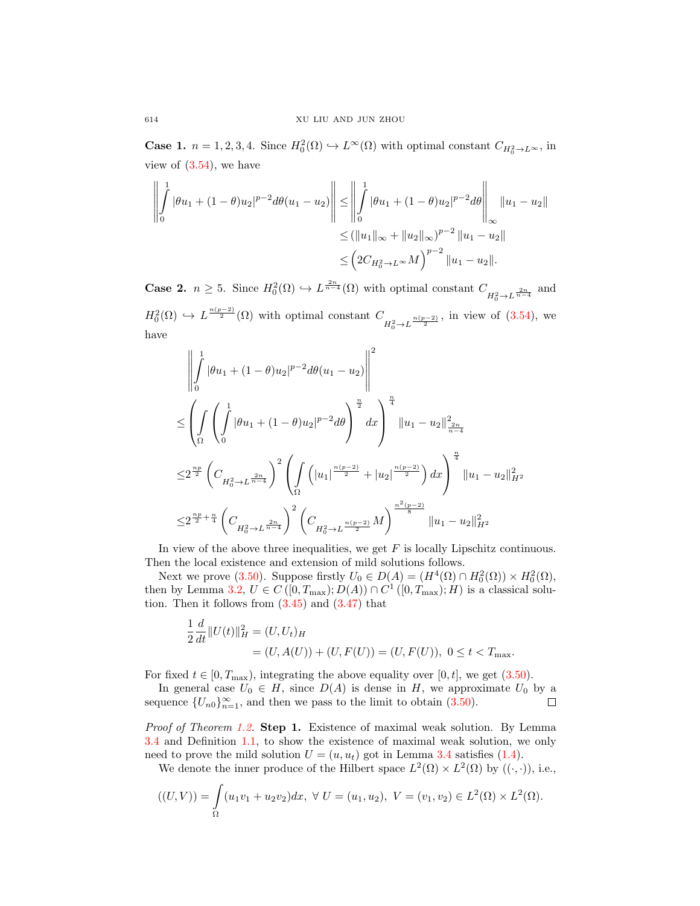**Case 1.** $n = 1, 2, 3, 4$. Since $H_0^2(\Omega) \hookrightarrow L^\infty(\Omega)$ with optimal constant $C_{H_0^2 \to L^\infty}$, in view of (3.54), we have

$$
\begin{aligned}
\left\| \int_0^1 |\theta u_1 + (1-\theta)u_2|^{p-2} d\theta (u_1 - u_2) \right\| &\leq \left\| \int_0^1 |\theta u_1 + (1-\theta)u_2|^{p-2} d\theta \right\|_\infty \|u_1 - u_2\| \\
&\leq (\|u_1\|_\infty + \|u_2\|_\infty)^{p-2} \|u_1 - u_2\| \\
&\leq \left(2C_{H_0^2 \to L^\infty} M\right)^{p-2} \|u_1 - u_2\|.
\end{aligned}
$$

**Case 2.** $n \geq 5$. Since $H_0^2(\Omega) \hookrightarrow L^{\frac{2n}{n-4}}(\Omega)$ with optimal constant $C_{H_0^2 \to L^{\frac{2n}{n-4}}}$ and $H_0^2(\Omega) \hookrightarrow L^{\frac{n(p-2)}{2}}(\Omega)$ with optimal constant $C_{H_0^2 \to L^{\frac{n(p-2)}{2}}}$, in view of (3.54), we have

$$
\begin{aligned}
&\left\| \int_0^1 |\theta u_1 + (1-\theta)u_2|^{p-2} d\theta (u_1 - u_2) \right\|^2 \\
\leq &\left( \int_\Omega \left( \int_0^1 |\theta u_1 + (1-\theta)u_2|^{p-2} d\theta \right)^{\frac{n}{2}} dx \right)^{\frac{n}{4}} \|u_1 - u_2\|^2_{\frac{2n}{n-4}} \\
\leq &2^{\frac{np}{2}} \left( C_{H_0^2 \to L^{\frac{2n}{n-4}}} \right)^2 \left( \int_\Omega \left( |u_1|^{\frac{n(p-2)}{2}} + |u_2|^{\frac{n(p-2)}{2}} \right) dx \right)^{\frac{n}{4}} \|u_1 - u_2\|^2_{H^2} \\
\leq &2^{\frac{np}{2} + \frac{n}{4}} \left( C_{H_0^2 \to L^{\frac{2n}{n-4}}} \right)^2 \left( C_{H_0^2 \to L^{\frac{n(p-2)}{2}}} M \right)^{\frac{n^2(p-2)}{8}} \|u_1 - u_2\|^2_{H^2}
\end{aligned}
$$

In view of the above three inequalities, we get $F$ is locally Lipschitz continuous. Then the local existence and extension of mild solutions follows.

Next we prove (3.50). Suppose firstly $U_0 \in D(A) = (H^4(\Omega) \cap H_0^2(\Omega)) \times H_0^2(\Omega)$, then by Lemma 3.2, $U \in C([0, T_{\max}); D(A)) \cap C^1([0, T_{\max}); H)$ is a classical solution. Then it follows from (3.45) and (3.47) that

$$
\begin{aligned}
\frac{1}{2} \frac{d}{dt} \|U(t)\|_H^2 &= (U, U_t)_H \\
&= (U, A(U)) + (U, F(U)) = (U, F(U)), \ 0 \leq t < T_{\max}.
\end{aligned}
$$

For fixed $t \in [0, T_{\max})$, integrating the above equality over $[0, t]$, we get (3.50).

In general case $U_0 \in H$, since $D(A)$ is dense in $H$, we approximate $U_0$ by a sequence $\{U_{n0}\}_{n=1}^\infty$, and then we pass to the limit to obtain (3.50). $\square$

*Proof of Theorem 1.2.* **Step 1.** Existence of maximal weak solution. By Lemma 3.4 and Definition 1.1, to show the existence of maximal weak solution, we only need to prove the mild solution $U = (u, u_t)$ got in Lemma 3.4 satisfies (1.4).

We denote the inner produce of the Hilbert space $L^2(\Omega) \times L^2(\Omega)$ by $((\cdot, \cdot))$, i.e.,

$$
((U, V)) = \int_\Omega (u_1 v_1 + u_2 v_2) dx, \ \forall \ U = (u_1, u_2), \ V = (v_1, v_2) \in L^2(\Omega) \times L^2(\Omega).
$$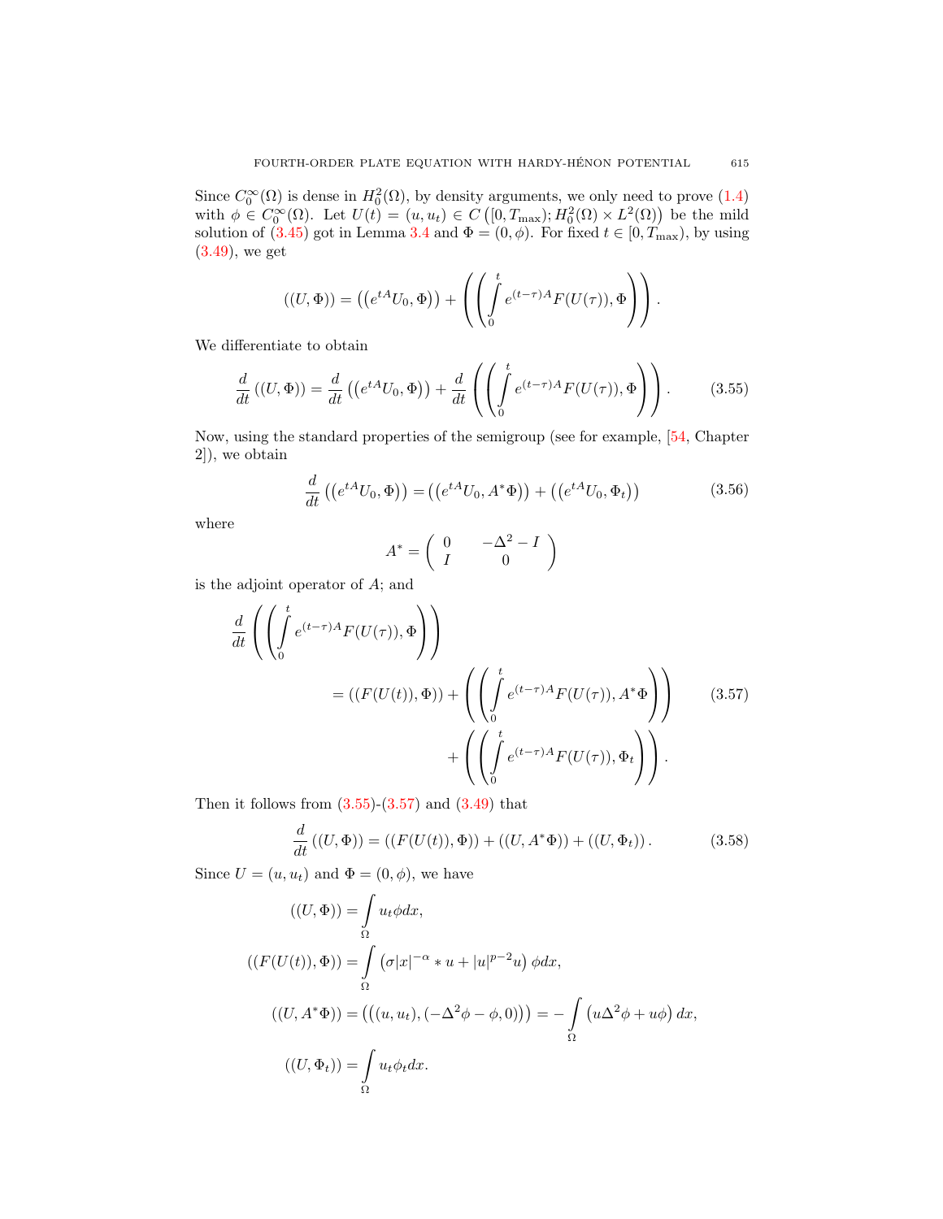Since $C_0^\infty(\Omega)$ is dense in $H_0^2(\Omega)$, by density arguments, we only need to prove (1.4) with $\phi \in C_0^\infty(\Omega)$. Let $U(t) = (u, u_t) \in C\left([0, T_{\max}); H_0^2(\Omega) \times L^2(\Omega)\right)$ be the mild solution of (3.45) got in Lemma 3.4 and $\Phi = (0, \phi)$. For fixed $t \in [0, T_{\max})$, by using (3.49), we get

$$((U, \Phi)) = \left(\left(e^{tA}U_0, \Phi\right)\right) + \left(\left(\int_0^t e^{(t-\tau)A}F(U(\tau)), \Phi\right)\right).$$

We differentiate to obtain

$$\frac{d}{dt}\left((U, \Phi)\right) = \frac{d}{dt}\left(\left(e^{tA}U_0, \Phi\right)\right) + \frac{d}{dt}\left(\left(\int_0^t e^{(t-\tau)A}F(U(\tau)), \Phi\right)\right). \tag{3.55}$$

Now, using the standard properties of the semigroup (see for example, [54, Chapter 2]), we obtain

$$\frac{d}{dt}\left(\left(e^{tA}U_0, \Phi\right)\right) = \left(\left(e^{tA}U_0, A^*\Phi\right)\right) + \left(\left(e^{tA}U_0, \Phi_t\right)\right) \tag{3.56}$$

where

$$A^* = \begin{pmatrix} 0 & -\Delta^2 - I \\ I & 0 \end{pmatrix}$$

is the adjoint operator of $A$; and

$$\begin{aligned} \frac{d}{dt}\left(\left(\int_0^t e^{(t-\tau)A}F(U(\tau)), \Phi\right)\right) &= ((F(U(t)), \Phi)) + \left(\left(\int_0^t e^{(t-\tau)A}F(U(\tau)), A^*\Phi\right)\right) \\ &\quad + \left(\left(\int_0^t e^{(t-\tau)A}F(U(\tau)), \Phi_t\right)\right). \end{aligned} \tag{3.57}$$

Then it follows from (3.55)-(3.57) and (3.49) that

$$\frac{d}{dt}\left((U, \Phi)\right) = ((F(U(t)), \Phi)) + ((U, A^*\Phi)) + ((U, \Phi_t)). \tag{3.58}$$

Since $U = (u, u_t)$ and $\Phi = (0, \phi)$, we have

$$\begin{aligned} ((U, \Phi)) &= \int_\Omega u_t \phi dx, \\ ((F(U(t)), \Phi)) &= \int_\Omega \left(\sigma |x|^{-\alpha} * u + |u|^{p-2}u\right)\phi dx, \\ ((U, A^*\Phi)) &= \left(\left((u, u_t), (-\Delta^2\phi - \phi, 0)\right)\right) = -\int_\Omega \left(u\Delta^2\phi + u\phi\right) dx, \\ ((U, \Phi_t)) &= \int_\Omega u_t \phi_t dx. \end{aligned}$$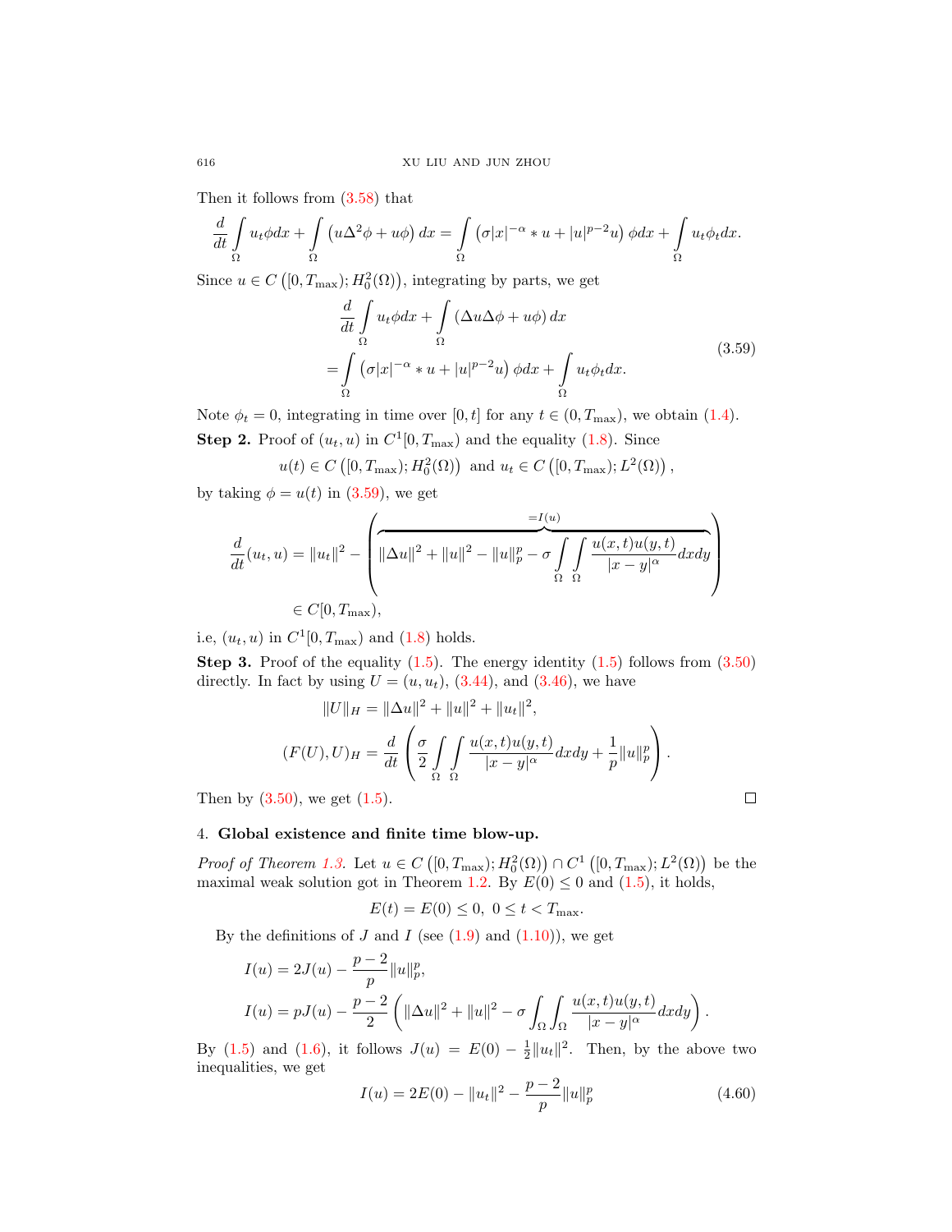Then it follows from (3.58) that

$$\frac{d}{dt}\int_{\Omega} u_t \phi dx + \int_{\Omega} \left(u\Delta^2\phi + u\phi\right) dx = \int_{\Omega} \left(\sigma|x|^{-\alpha} * u + |u|^{p-2}u\right) \phi dx + \int_{\Omega} u_t \phi_t dx.$$

Since $u \in C\left([0, T_{\max}); H_0^2(\Omega)\right)$, integrating by parts, we get

$$\begin{aligned}
&\frac{d}{dt}\int_{\Omega} u_t \phi dx + \int_{\Omega} \left(\Delta u \Delta\phi + u\phi\right) dx \\
=&\int_{\Omega} \left(\sigma|x|^{-\alpha} * u + |u|^{p-2}u\right) \phi dx + \int_{\Omega} u_t \phi_t dx.
\end{aligned} \tag{3.59}$$

Note $\phi_t = 0$, integrating in time over $[0, t]$ for any $t \in (0, T_{\max})$, we obtain (1.4).

**Step 2.** Proof of $(u_t, u)$ in $C^1[0, T_{\max})$ and the equality (1.8). Since

$$u(t) \in C\left([0, T_{\max}); H_0^2(\Omega)\right) \text{ and } u_t \in C\left([0, T_{\max}); L^2(\Omega)\right),$$

by taking $\phi = u(t)$ in (3.59), we get

$$\frac{d}{dt}(u_t, u) = \|u_t\|^2 - \left(\overbrace{\|\Delta u\|^2 + \|u\|^2 - \|u\|_p^p - \sigma\int_{\Omega}\int_{\Omega} \frac{u(x,t)u(y,t)}{|x-y|^{\alpha}} dxdy}^{=I(u)}\right)$$

$$\in C[0, T_{\max}),$$

i.e, $(u_t, u)$ in $C^1[0, T_{\max})$ and (1.8) holds.

**Step 3.** Proof of the equality (1.5). The energy identity (1.5) follows from (3.50) directly. In fact by using $U = (u, u_t)$, (3.44), and (3.46), we have

$$\|U\|_H = \|\Delta u\|^2 + \|u\|^2 + \|u_t\|^2,$$

$$(F(U), U)_H = \frac{d}{dt}\left(\frac{\sigma}{2}\int_{\Omega}\int_{\Omega} \frac{u(x,t)u(y,t)}{|x-y|^{\alpha}} dxdy + \frac{1}{p}\|u\|_p^p\right).$$

Then by (3.50), we get (1.5). □

## 4. **Global existence and finite time blow-up.**

*Proof of Theorem 1.3.* Let $u \in C\left([0, T_{\max}); H_0^2(\Omega)\right) \cap C^1\left([0, T_{\max}); L^2(\Omega)\right)$ be the maximal weak solution got in Theorem 1.2. By $E(0) \le 0$ and (1.5), it holds,

$$E(t) = E(0) \le 0, \ 0 \le t < T_{\max}.$$

By the definitions of $J$ and $I$ (see (1.9) and (1.10)), we get

$$I(u) = 2J(u) - \frac{p-2}{p}\|u\|_p^p,$$

$$I(u) = pJ(u) - \frac{p-2}{2}\left(\|\Delta u\|^2 + \|u\|^2 - \sigma\int_{\Omega}\int_{\Omega} \frac{u(x,t)u(y,t)}{|x-y|^{\alpha}} dxdy\right).$$

By (1.5) and (1.6), it follows $J(u) = E(0) - \frac{1}{2}\|u_t\|^2$. Then, by the above two inequalities, we get

$$I(u) = 2E(0) - \|u_t\|^2 - \frac{p-2}{p}\|u\|_p^p \tag{4.60}$$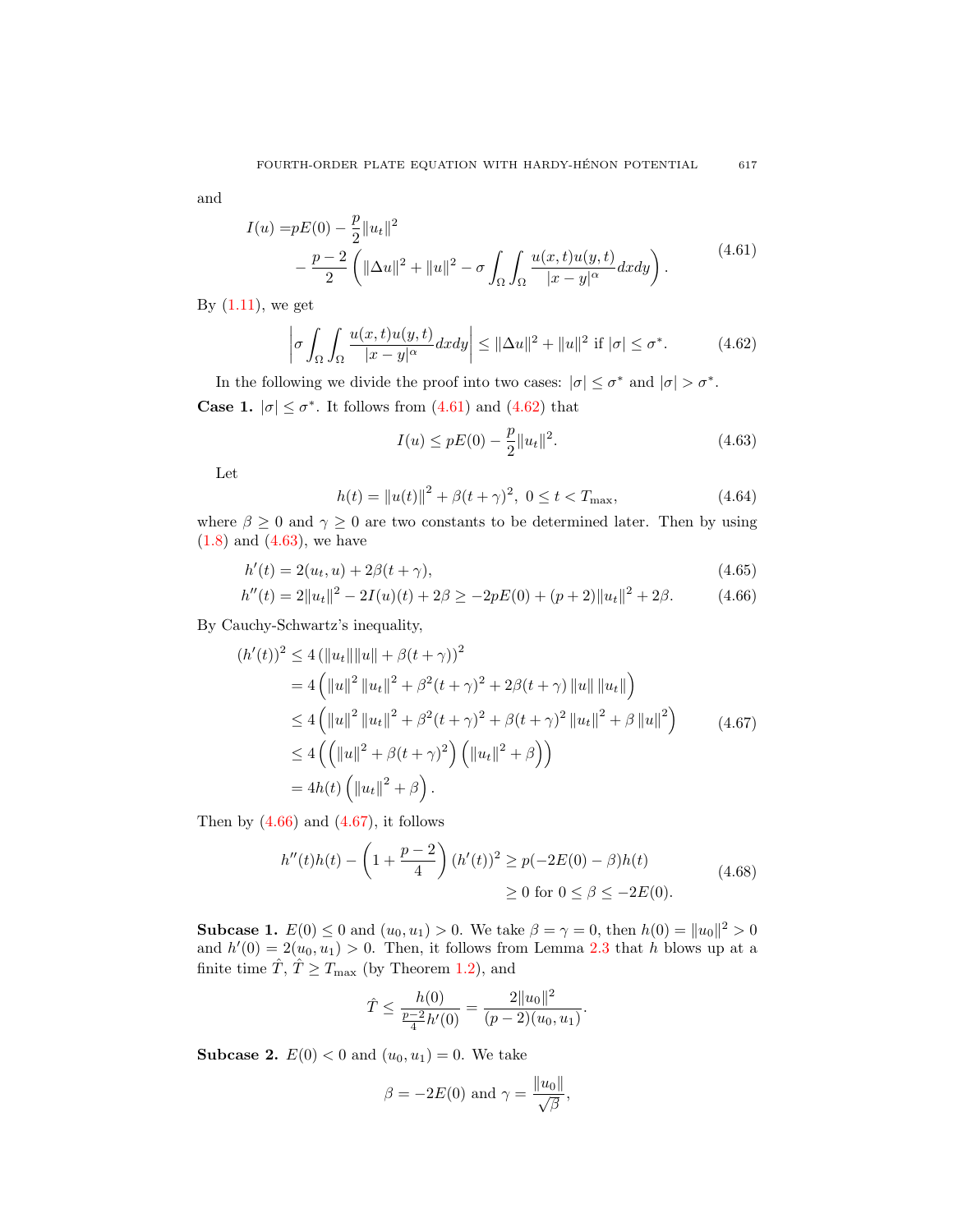and

$$
\begin{aligned}
I(u) =& pE(0) - \frac{p}{2}\|u_t\|^2 \\
&- \frac{p-2}{2}\left(\|\Delta u\|^2 + \|u\|^2 - \sigma \int_\Omega \int_\Omega \frac{u(x,t)u(y,t)}{|x-y|^\alpha} dxdy\right).
\end{aligned}
\tag{4.61}
$$

By (1.11), we get

$$
\left|\sigma \int_\Omega \int_\Omega \frac{u(x,t)u(y,t)}{|x-y|^\alpha} dxdy\right| \le \|\Delta u\|^2 + \|u\|^2 \text{ if } |\sigma| \le \sigma^*. \tag{4.62}
$$

In the following we divide the proof into two cases: $|\sigma| \le \sigma^*$ and $|\sigma| > \sigma^*$.

**Case 1.** $|\sigma| \le \sigma^*$. It follows from (4.61) and (4.62) that

$$
I(u) \le pE(0) - \frac{p}{2}\|u_t\|^2. \tag{4.63}
$$

Let

$$
h(t) = \|u(t)\|^2 + \beta(t+\gamma)^2,\ 0 \le t < T_{\max}, \tag{4.64}
$$

where $\beta \ge 0$ and $\gamma \ge 0$ are two constants to be determined later. Then by using (1.8) and (4.63), we have

$$
h'(t) = 2(u_t, u) + 2\beta(t+\gamma), \tag{4.65}
$$

$$
h''(t) = 2\|u_t\|^2 - 2I(u)(t) + 2\beta \ge -2pE(0) + (p+2)\|u_t\|^2 + 2\beta. \tag{4.66}
$$

By Cauchy-Schwartz's inequality,

$$
\begin{aligned}
(h'(t))^2 &\le 4\left(\|u_t\|\|u\| + \beta(t+\gamma)\right)^2 \\
&= 4\left(\|u\|^2\|u_t\|^2 + \beta^2(t+\gamma)^2 + 2\beta(t+\gamma)\|u\|\|u_t\|\right) \\
&\le 4\left(\|u\|^2\|u_t\|^2 + \beta^2(t+\gamma)^2 + \beta(t+\gamma)^2\|u_t\|^2 + \beta\|u\|^2\right) \\
&\le 4\left(\left(\|u\|^2 + \beta(t+\gamma)^2\right)\left(\|u_t\|^2 + \beta\right)\right) \\
&= 4h(t)\left(\|u_t\|^2 + \beta\right).
\end{aligned}
\tag{4.67}
$$

Then by (4.66) and (4.67), it follows

$$
\begin{aligned}
h''(t)h(t) - \left(1 + \frac{p-2}{4}\right)(h'(t))^2 &\ge p(-2E(0) - \beta)h(t) \\
&\ge 0 \text{ for } 0 \le \beta \le -2E(0).
\end{aligned}
\tag{4.68}
$$

**Subcase 1.** $E(0) \le 0$ and $(u_0, u_1) > 0$. We take $\beta = \gamma = 0$, then $h(0) = \|u_0\|^2 > 0$ and $h'(0) = 2(u_0, u_1) > 0$. Then, it follows from Lemma 2.3 that $h$ blows up at a finite time $\hat{T}$, $\hat{T} \ge T_{\max}$ (by Theorem 1.2), and

$$
\hat{T} \le \frac{h(0)}{\frac{p-2}{4}h'(0)} = \frac{2\|u_0\|^2}{(p-2)(u_0, u_1)}.
$$

**Subcase 2.** $E(0) < 0$ and $(u_0, u_1) = 0$. We take

$$
\beta = -2E(0) \text{ and } \gamma = \frac{\|u_0\|}{\sqrt{\beta}},
$$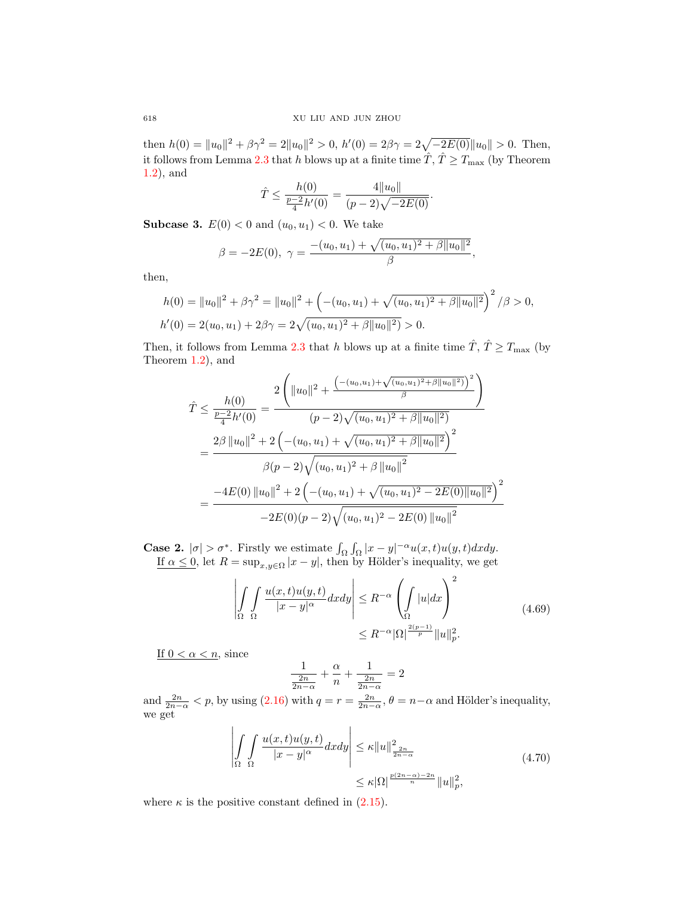then $h(0) = \|u_0\|^2 + \beta\gamma^2 = 2\|u_0\|^2 > 0$, $h'(0) = 2\beta\gamma = 2\sqrt{-2E(0)}\|u_0\| > 0$. Then, it follows from Lemma 2.3 that $h$ blows up at a finite time $\hat{T}$, $\hat{T} \geq T_{\max}$ (by Theorem 1.2), and

$$\hat{T} \leq \frac{h(0)}{\frac{p-2}{4}h'(0)} = \frac{4\|u_0\|}{(p-2)\sqrt{-2E(0)}}.$$

**Subcase 3.** $E(0) < 0$ and $(u_0, u_1) < 0$. We take

$$\beta = -2E(0),\ \gamma = \frac{-(u_0, u_1) + \sqrt{(u_0, u_1)^2 + \beta\|u_0\|^2}}{\beta},$$

then,

$$\begin{aligned}
h(0) &= \|u_0\|^2 + \beta\gamma^2 = \|u_0\|^2 + \left(-(u_0, u_1) + \sqrt{(u_0, u_1)^2 + \beta\|u_0\|^2}\right)^2/\beta > 0,\\
h'(0) &= 2(u_0, u_1) + 2\beta\gamma = 2\sqrt{(u_0, u_1)^2 + \beta\|u_0\|^2)} > 0.
\end{aligned}$$

Then, it follows from Lemma 2.3 that $h$ blows up at a finite time $\hat{T}$, $\hat{T} \geq T_{\max}$ (by Theorem 1.2), and

$$\begin{aligned}
\hat{T} \leq \frac{h(0)}{\frac{p-2}{4}h'(0)} &= \frac{2\left(\|u_0\|^2 + \frac{\left(-(u_0,u_1)+\sqrt{(u_0,u_1)^2+\beta\|u_0\|^2)}\right)^2}{\beta}\right)}{(p-2)\sqrt{(u_0, u_1)^2 + \beta\|u_0\|^2)}}\\
&= \frac{2\beta\left\|u_0\right\|^2 + 2\left(-(u_0, u_1) + \sqrt{(u_0, u_1)^2 + \beta\|u_0\|^2}\right)^2}{\beta(p-2)\sqrt{(u_0, u_1)^2 + \beta\left\|u_0\right\|^2}}\\
&= \frac{-4E(0)\left\|u_0\right\|^2 + 2\left(-(u_0, u_1) + \sqrt{(u_0, u_1)^2 - 2E(0)\|u_0\|^2}\right)^2}{-2E(0)(p-2)\sqrt{(u_0, u_1)^2 - 2E(0)\left\|u_0\right\|^2}}
\end{aligned}$$

**Case 2.** $|\sigma| > \sigma^*$. Firstly we estimate $\int_\Omega\int_\Omega |x-y|^{-\alpha}u(x,t)u(y,t)dxdy$.

If $\alpha \leq 0$, let $R = \sup_{x,y\in\Omega}|x-y|$, then by Hölder's inequality, we get

$$\begin{aligned}
\left|\int_\Omega\int_\Omega \frac{u(x,t)u(y,t)}{|x-y|^\alpha}dxdy\right| &\leq R^{-\alpha}\left(\int_\Omega |u|dx\right)^2\\
&\leq R^{-\alpha}|\Omega|^{\frac{2(p-1)}{p}}\|u\|_p^2.
\end{aligned} \tag{4.69}$$

If $0 < \alpha < n$, since

$$\frac{1}{\frac{2n}{2n-\alpha}} + \frac{\alpha}{n} + \frac{1}{\frac{2n}{2n-\alpha}} = 2$$

and $\frac{2n}{2n-\alpha} < p$, by using (2.16) with $q = r = \frac{2n}{2n-\alpha}$, $\theta = n-\alpha$ and Hölder's inequality, we get

$$\begin{aligned}
\left|\int_\Omega\int_\Omega \frac{u(x,t)u(y,t)}{|x-y|^\alpha}dxdy\right| &\leq \kappa\|u\|^2_{\frac{2n}{2n-\alpha}}\\
&\leq \kappa|\Omega|^{\frac{p(2n-\alpha)-2n}{n}}\|u\|_p^2,
\end{aligned} \tag{4.70}$$

where $\kappa$ is the positive constant defined in (2.15).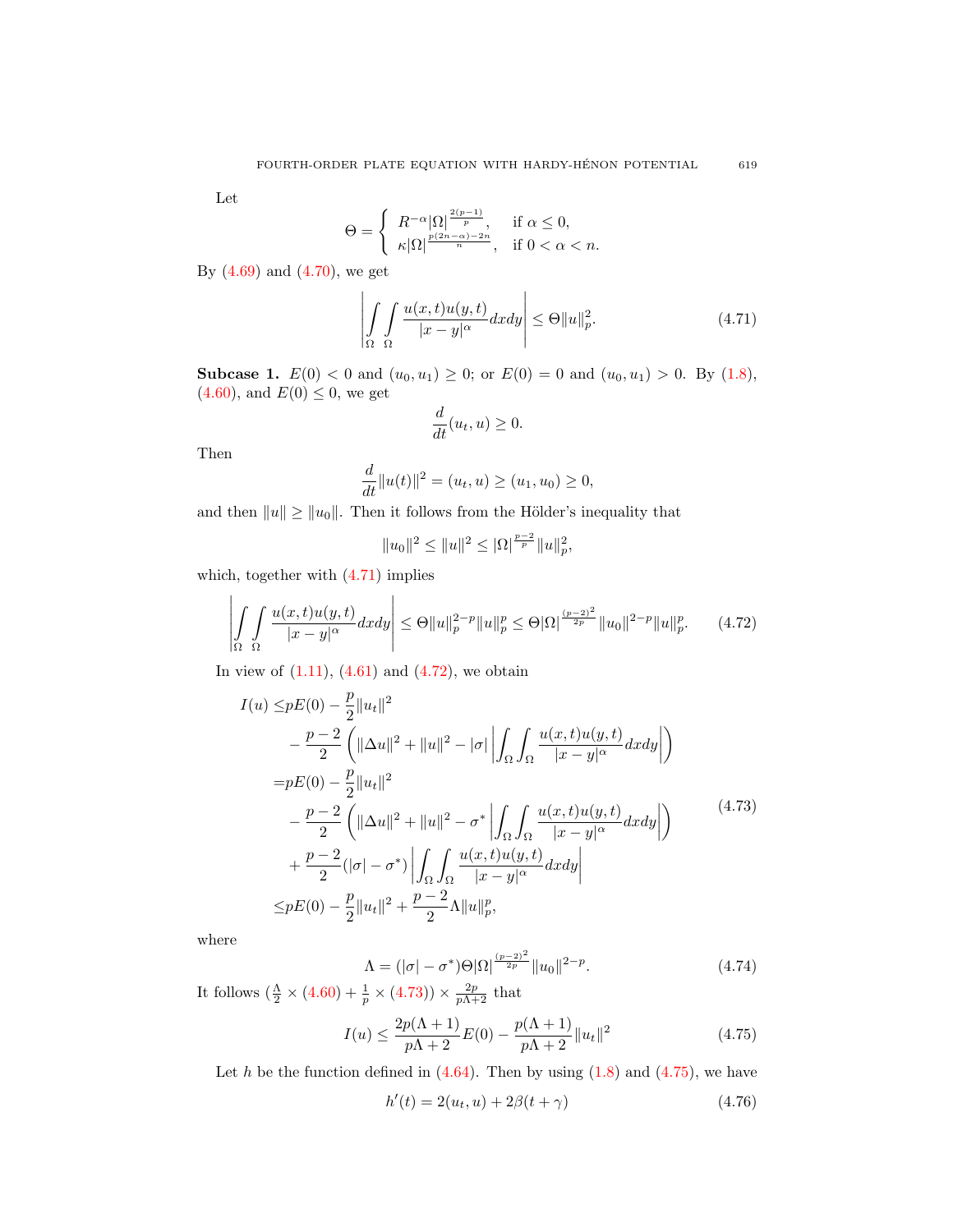Let

$$
\Theta = \begin{cases} R^{-\alpha}|\Omega|^{\frac{2(p-1)}{p}}, & \text{if } \alpha \le 0, \\ \kappa|\Omega|^{\frac{p(2n-\alpha)-2n}{n}}, & \text{if } 0 < \alpha < n. \end{cases}
$$

By (4.69) and (4.70), we get

$$
\left| \int_\Omega \int_\Omega \frac{u(x,t)u(y,t)}{|x-y|^\alpha} dxdy \right| \le \Theta \|u\|_p^2. \tag{4.71}
$$

**Subcase 1.** $E(0) < 0$ and $(u_0, u_1) \ge 0$; or $E(0) = 0$ and $(u_0, u_1) > 0$. By (1.8), (4.60), and $E(0) \le 0$, we get

$$
\frac{d}{dt}(u_t, u) \ge 0.
$$

Then

$$
\frac{d}{dt}\|u(t)\|^2 = (u_t, u) \ge (u_1, u_0) \ge 0,
$$

and then $\|u\| \ge \|u_0\|$. Then it follows from the Hölder's inequality that

$$
\|u_0\|^2 \le \|u\|^2 \le |\Omega|^{\frac{p-2}{p}} \|u\|_p^2,
$$

which, together with (4.71) implies

$$
\left| \int_\Omega \int_\Omega \frac{u(x,t)u(y,t)}{|x-y|^\alpha} dxdy \right| \le \Theta \|u\|_p^{2-p} \|u\|_p^p \le \Theta |\Omega|^{\frac{(p-2)^2}{2p}} \|u_0\|^{2-p} \|u\|_p^p. \tag{4.72}
$$

In view of (1.11), (4.61) and (4.72), we obtain

$$
\begin{aligned}
I(u) \le& pE(0) - \frac{p}{2}\|u_t\|^2 \\
&- \frac{p-2}{2}\left( \|\Delta u\|^2 + \|u\|^2 - |\sigma| \left| \int_\Omega \int_\Omega \frac{u(x,t)u(y,t)}{|x-y|^\alpha} dxdy \right| \right) \\
=& pE(0) - \frac{p}{2}\|u_t\|^2 \\
&- \frac{p-2}{2}\left( \|\Delta u\|^2 + \|u\|^2 - \sigma^* \left| \int_\Omega \int_\Omega \frac{u(x,t)u(y,t)}{|x-y|^\alpha} dxdy \right| \right) \\
&+ \frac{p-2}{2}(|\sigma| - \sigma^*) \left| \int_\Omega \int_\Omega \frac{u(x,t)u(y,t)}{|x-y|^\alpha} dxdy \right| \\
\le& pE(0) - \frac{p}{2}\|u_t\|^2 + \frac{p-2}{2}\Lambda \|u\|_p^p,
\end{aligned} \tag{4.73}
$$

where

$$
\Lambda = (|\sigma| - \sigma^*)\Theta |\Omega|^{\frac{(p-2)^2}{2p}} \|u_0\|^{2-p}. \tag{4.74}
$$

It follows $(\frac{\Lambda}{2} \times (4.60) + \frac{1}{p} \times (4.73)) \times \frac{2p}{p\Lambda + 2}$ that

$$
I(u) \le \frac{2p(\Lambda+1)}{p\Lambda+2} E(0) - \frac{p(\Lambda+1)}{p\Lambda+2}\|u_t\|^2 \tag{4.75}
$$

Let $h$ be the function defined in (4.64). Then by using (1.8) and (4.75), we have

$$
h'(t) = 2(u_t, u) + 2\beta(t+\gamma) \tag{4.76}
$$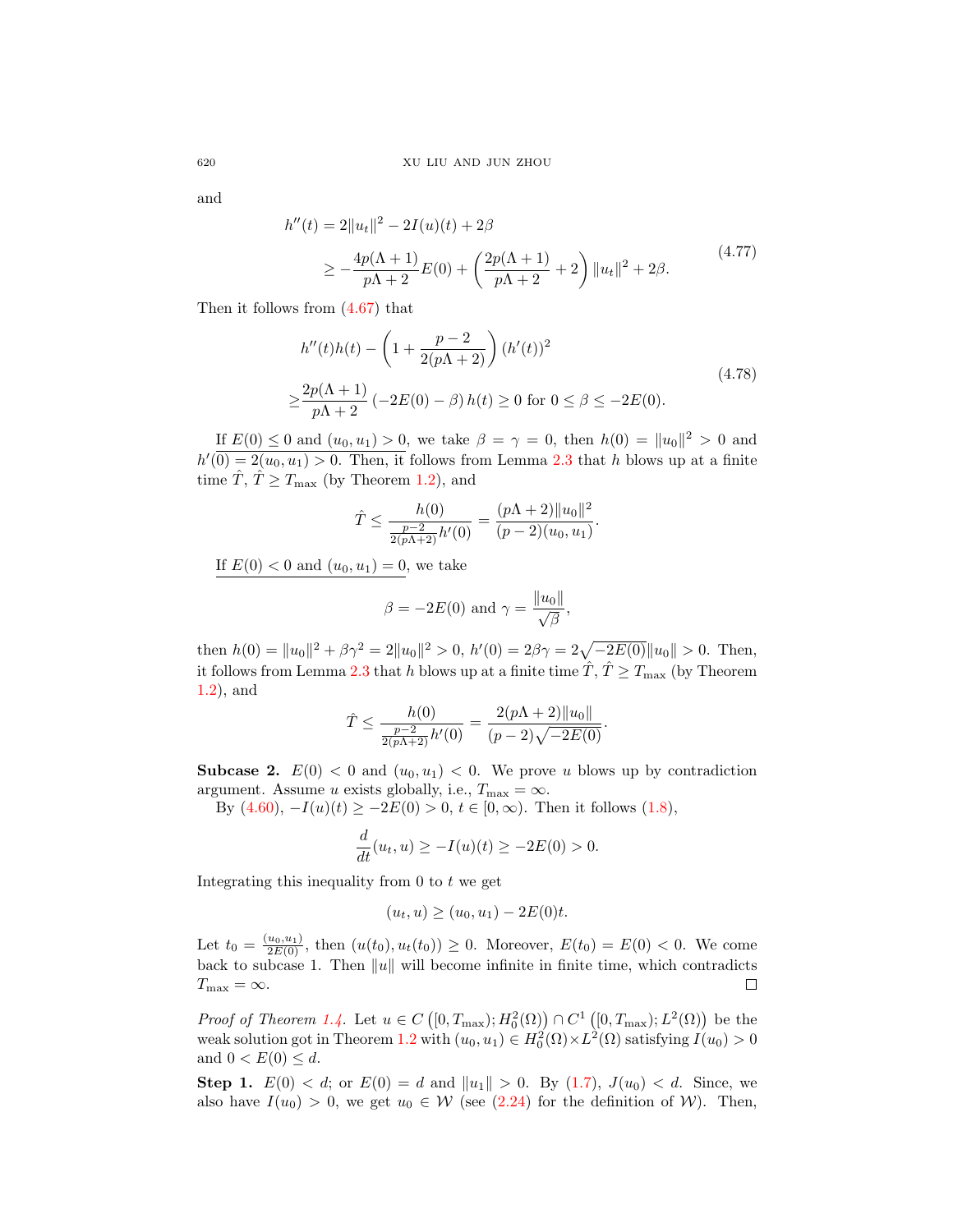and

$$
\begin{aligned}
h''(t) &= 2\|u_t\|^2 - 2I(u)(t) + 2\beta \\
&\geq -\frac{4p(\Lambda+1)}{p\Lambda+2}E(0) + \left(\frac{2p(\Lambda+1)}{p\Lambda+2} + 2\right)\|u_t\|^2 + 2\beta.
\end{aligned}
\tag{4.77}
$$

Then it follows from (4.67) that

$$
\begin{aligned}
&h''(t)h(t) - \left(1 + \frac{p-2}{2(p\Lambda+2)}\right)(h'(t))^2 \\
\geq &\frac{2p(\Lambda+1)}{p\Lambda+2}\left(-2E(0) - \beta\right)h(t) \geq 0 \text{ for } 0 \leq \beta \leq -2E(0).
\end{aligned}
\tag{4.78}
$$

If $E(0) \leq 0$ and $(u_0, u_1) > 0$, we take $\beta = \gamma = 0$, then $h(0) = \|u_0\|^2 > 0$ and $h'(0) = 2(u_0, u_1) > 0$. Then, it follows from Lemma 2.3 that $h$ blows up at a finite time $\hat{T}$, $\hat{T} \geq T_{\max}$ (by Theorem 1.2), and

$$
\hat{T} \leq \frac{h(0)}{\frac{p-2}{2(p\Lambda+2)}h'(0)} = \frac{(p\Lambda+2)\|u_0\|^2}{(p-2)(u_0, u_1)}.
$$

If $E(0) < 0$ and $(u_0, u_1) = 0$, we take

$$
\beta = -2E(0) \text{ and } \gamma = \frac{\|u_0\|}{\sqrt{\beta}},
$$

then $h(0) = \|u_0\|^2 + \beta\gamma^2 = 2\|u_0\|^2 > 0$, $h'(0) = 2\beta\gamma = 2\sqrt{-2E(0)}\|u_0\| > 0$. Then, it follows from Lemma 2.3 that $h$ blows up at a finite time $\hat{T}$, $\hat{T} \geq T_{\max}$ (by Theorem 1.2), and

$$
\hat{T} \leq \frac{h(0)}{\frac{p-2}{2(p\Lambda+2)}h'(0)} = \frac{2(p\Lambda+2)\|u_0\|}{(p-2)\sqrt{-2E(0)}}.
$$

**Subcase 2.** $E(0) < 0$ and $(u_0, u_1) < 0$. We prove $u$ blows up by contradiction argument. Assume $u$ exists globally, i.e., $T_{\max} = \infty$.

By (4.60), $-I(u)(t) \geq -2E(0) > 0$, $t \in [0, \infty)$. Then it follows (1.8),

$$
\frac{d}{dt}(u_t, u) \geq -I(u)(t) \geq -2E(0) > 0.
$$

Integrating this inequality from 0 to $t$ we get

$$
(u_t, u) \geq (u_0, u_1) - 2E(0)t.
$$

Let $t_0 = \frac{(u_0, u_1)}{2E(0)}$, then $(u(t_0), u_t(t_0)) \geq 0$. Moreover, $E(t_0) = E(0) < 0$. We come back to subcase 1. Then $\|u\|$ will become infinite in finite time, which contradicts $T_{\max} = \infty$. □

*Proof of Theorem 1.4.* Let $u \in C\left([0, T_{\max}); H_0^2(\Omega)\right) \cap C^1\left([0, T_{\max}); L^2(\Omega)\right)$ be the weak solution got in Theorem 1.2 with $(u_0, u_1) \in H_0^2(\Omega) \times L^2(\Omega)$ satisfying $I(u_0) > 0$ and $0 < E(0) \leq d$.

**Step 1.** $E(0) < d$; or $E(0) = d$ and $\|u_1\| > 0$. By (1.7), $J(u_0) < d$. Since, we also have $I(u_0) > 0$, we get $u_0 \in \mathcal{W}$ (see (2.24) for the definition of $\mathcal{W}$). Then,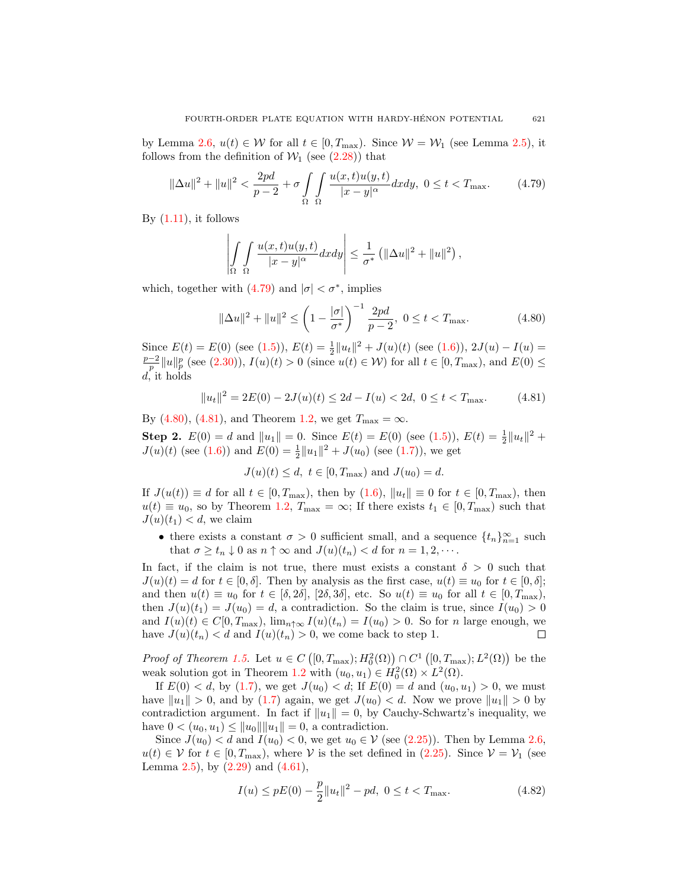by Lemma 2.6, $u(t) \in \mathcal{W}$ for all $t \in [0, T_{\max})$. Since $\mathcal{W} = \mathcal{W}_1$ (see Lemma 2.5), it follows from the definition of $\mathcal{W}_1$ (see (2.28)) that

$$\|\Delta u\|^2 + \|u\|^2 < \frac{2pd}{p-2} + \sigma \int_\Omega \int_\Omega \frac{u(x,t)u(y,t)}{|x-y|^\alpha} dxdy, \; 0 \le t < T_{\max}. \tag{4.79}$$

By (1.11), it follows

$$\left| \int_\Omega \int_\Omega \frac{u(x,t)u(y,t)}{|x-y|^\alpha} dxdy \right| \le \frac{1}{\sigma^*} \left( \|\Delta u\|^2 + \|u\|^2 \right),$$

which, together with (4.79) and $|\sigma| < \sigma^*$, implies

$$\|\Delta u\|^2 + \|u\|^2 \le \left(1 - \frac{|\sigma|}{\sigma^*}\right)^{-1} \frac{2pd}{p-2}, \; 0 \le t < T_{\max}. \tag{4.80}$$

Since $E(t) = E(0)$ (see (1.5)), $E(t) = \frac{1}{2}\|u_t\|^2 + J(u)(t)$ (see (1.6)), $2J(u) - I(u) = \frac{p-2}{p}\|u\|_p^p$ (see (2.30)), $I(u)(t) > 0$ (since $u(t) \in \mathcal{W}$) for all $t \in [0, T_{\max})$, and $E(0) \le d$, it holds

$$\|u_t\|^2 = 2E(0) - 2J(u)(t) \le 2d - I(u) < 2d, \; 0 \le t < T_{\max}. \tag{4.81}$$

By (4.80), (4.81), and Theorem 1.2, we get $T_{\max} = \infty$.

**Step 2.** $E(0) = d$ and $\|u_1\| = 0$. Since $E(t) = E(0)$ (see (1.5)), $E(t) = \frac{1}{2}\|u_t\|^2 + J(u)(t)$ (see (1.6)) and $E(0) = \frac{1}{2}\|u_1\|^2 + J(u_0)$ (see (1.7)), we get

$$J(u)(t) \le d, \; t \in [0, T_{\max}) \text{ and } J(u_0) = d.$$

If $J(u(t)) \equiv d$ for all $t \in [0, T_{\max})$, then by (1.6), $\|u_t\| \equiv 0$ for $t \in [0, T_{\max})$, then $u(t) \equiv u_0$, so by Theorem 1.2, $T_{\max} = \infty$; If there exists $t_1 \in [0, T_{\max})$ such that $J(u)(t_1) < d$, we claim

- there exists a constant $\sigma > 0$ sufficient small, and a sequence $\{t_n\}_{n=1}^\infty$ such that $\sigma \ge t_n \downarrow 0$ as $n \uparrow \infty$ and $J(u)(t_n) < d$ for $n = 1, 2, \cdots$.

In fact, if the claim is not true, there must exists a constant $\delta > 0$ such that $J(u)(t) = d$ for $t \in [0, \delta]$. Then by analysis as the first case, $u(t) \equiv u_0$ for $t \in [0, \delta]$; and then $u(t) \equiv u_0$ for $t \in [\delta, 2\delta]$, $[2\delta, 3\delta]$, etc. So $u(t) \equiv u_0$ for all $t \in [0, T_{\max})$, then $J(u)(t_1) = J(u_0) = d$, a contradiction. So the claim is true, since $I(u_0) > 0$ and $I(u)(t) \in C[0, T_{\max})$, $\lim_{n \uparrow \infty} I(u)(t_n) = I(u_0) > 0$. So for $n$ large enough, we have $J(u)(t_n) < d$ and $I(u)(t_n) > 0$, we come back to step 1. □

*Proof of Theorem 1.5.* Let $u \in C\left([0, T_{\max}); H_0^2(\Omega)\right) \cap C^1\left([0, T_{\max}); L^2(\Omega)\right)$ be the weak solution got in Theorem 1.2 with $(u_0, u_1) \in H_0^2(\Omega) \times L^2(\Omega)$.

If $E(0) < d$, by (1.7), we get $J(u_0) < d$; If $E(0) = d$ and $(u_0, u_1) > 0$, we must have $\|u_1\| > 0$, and by (1.7) again, we get $J(u_0) < d$. Now we prove $\|u_1\| > 0$ by contradiction argument. In fact if $\|u_1\| = 0$, by Cauchy-Schwartz's inequality, we have $0 < (u_0, u_1) \le \|u_0\|\|u_1\| = 0$, a contradiction.

Since $J(u_0) < d$ and $I(u_0) < 0$, we get $u_0 \in \mathcal{V}$ (see (2.25)). Then by Lemma 2.6, $u(t) \in \mathcal{V}$ for $t \in [0, T_{\max})$, where $\mathcal{V}$ is the set defined in (2.25). Since $\mathcal{V} = \mathcal{V}_1$ (see Lemma 2.5), by (2.29) and (4.61),

$$I(u) \le pE(0) - \frac{p}{2}\|u_t\|^2 - pd, \; 0 \le t < T_{\max}. \tag{4.82}$$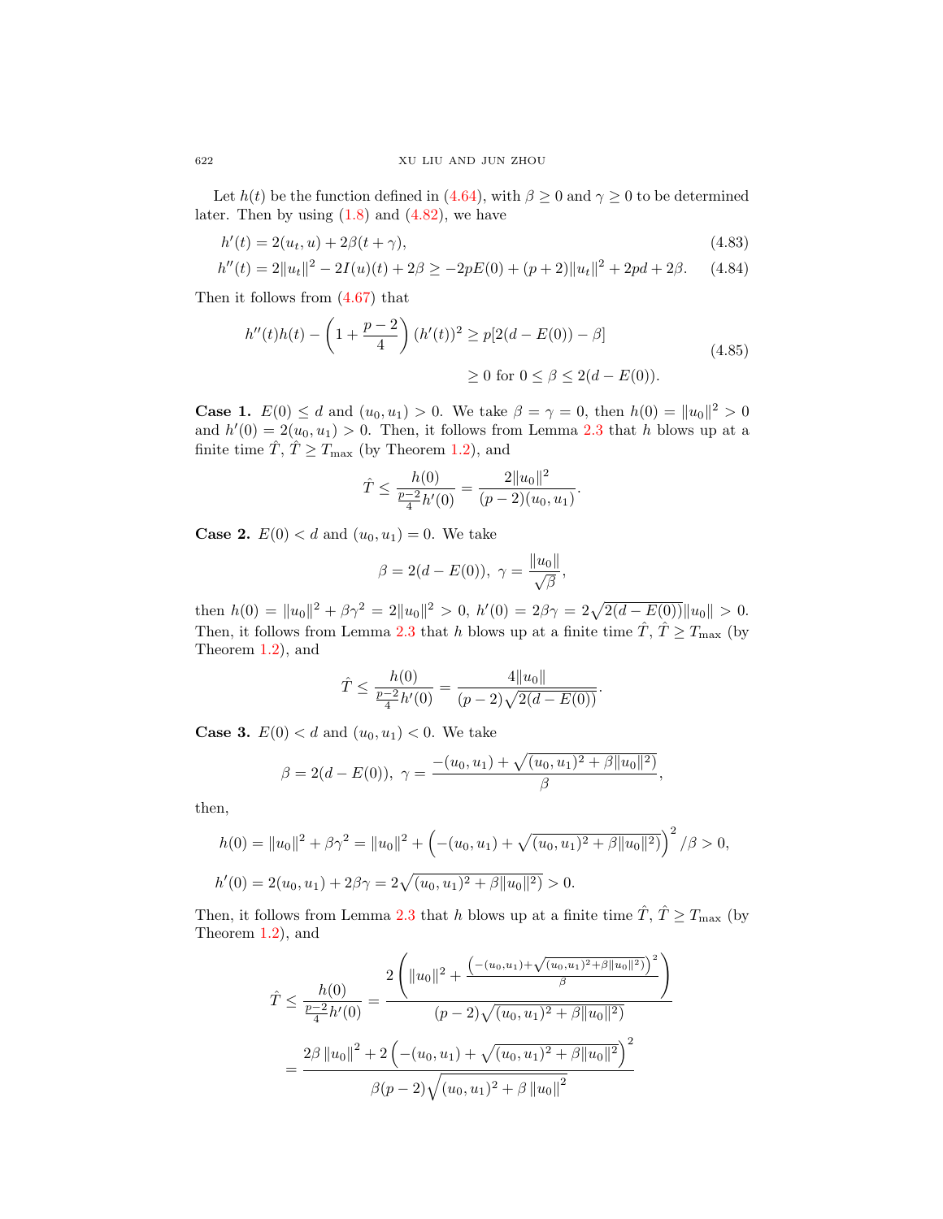Let $h(t)$ be the function defined in (4.64), with $\beta \geq 0$ and $\gamma \geq 0$ to be determined later. Then by using (1.8) and (4.82), we have

$$h'(t) = 2(u_t, u) + 2\beta(t + \gamma), \tag{4.83}$$

$$h''(t) = 2\|u_t\|^2 - 2I(u)(t) + 2\beta \geq -2pE(0) + (p+2)\|u_t\|^2 + 2pd + 2\beta. \tag{4.84}$$

Then it follows from (4.67) that

$$\begin{aligned} h''(t)h(t) - \left(1 + \frac{p-2}{4}\right)(h'(t))^2 &\geq p[2(d - E(0)) - \beta] \\ &\geq 0 \text{ for } 0 \leq \beta \leq 2(d - E(0)). \end{aligned} \tag{4.85}$$

**Case 1.** $E(0) \leq d$ and $(u_0, u_1) > 0$. We take $\beta = \gamma = 0$, then $h(0) = \|u_0\|^2 > 0$ and $h'(0) = 2(u_0, u_1) > 0$. Then, it follows from Lemma 2.3 that $h$ blows up at a finite time $\hat{T}$, $\hat{T} \geq T_{\max}$ (by Theorem 1.2), and

$$\hat{T} \leq \frac{h(0)}{\frac{p-2}{4}h'(0)} = \frac{2\|u_0\|^2}{(p-2)(u_0, u_1)}.$$

**Case 2.** $E(0) < d$ and $(u_0, u_1) = 0$. We take

$$\beta = 2(d - E(0)),\ \gamma = \frac{\|u_0\|}{\sqrt{\beta}},$$

then $h(0) = \|u_0\|^2 + \beta\gamma^2 = 2\|u_0\|^2 > 0$, $h'(0) = 2\beta\gamma = 2\sqrt{2(d - E(0))}\|u_0\| > 0$. Then, it follows from Lemma 2.3 that $h$ blows up at a finite time $\hat{T}$, $\hat{T} \geq T_{\max}$ (by Theorem 1.2), and

$$\hat{T} \leq \frac{h(0)}{\frac{p-2}{4}h'(0)} = \frac{4\|u_0\|}{(p-2)\sqrt{2(d - E(0))}}.$$

**Case 3.** $E(0) < d$ and $(u_0, u_1) < 0$. We take

$$\beta = 2(d - E(0)),\ \gamma = \frac{-(u_0, u_1) + \sqrt{(u_0, u_1)^2 + \beta\|u_0\|^2)}}{\beta},$$

then,

$$h(0) = \|u_0\|^2 + \beta\gamma^2 = \|u_0\|^2 + \left(-(u_0, u_1) + \sqrt{(u_0, u_1)^2 + \beta\|u_0\|^2)}\right)^2 / \beta > 0,$$

$$h'(0) = 2(u_0, u_1) + 2\beta\gamma = 2\sqrt{(u_0, u_1)^2 + \beta\|u_0\|^2)} > 0.$$

Then, it follows from Lemma 2.3 that $h$ blows up at a finite time $\hat{T}$, $\hat{T} \geq T_{\max}$ (by Theorem 1.2), and

$$\begin{aligned} \hat{T} \leq \frac{h(0)}{\frac{p-2}{4}h'(0)} &= \frac{2\left(\|u_0\|^2 + \frac{\left(-(u_0,u_1) + \sqrt{(u_0,u_1)^2 + \beta\|u_0\|^2)}\right)^2}{\beta}\right)}{(p-2)\sqrt{(u_0, u_1)^2 + \beta\|u_0\|^2)}} \\ &= \frac{2\beta\|u_0\|^2 + 2\left(-(u_0, u_1) + \sqrt{(u_0, u_1)^2 + \beta\|u_0\|^2}\right)^2}{\beta(p-2)\sqrt{(u_0, u_1)^2 + \beta\|u_0\|^2}} \end{aligned}$$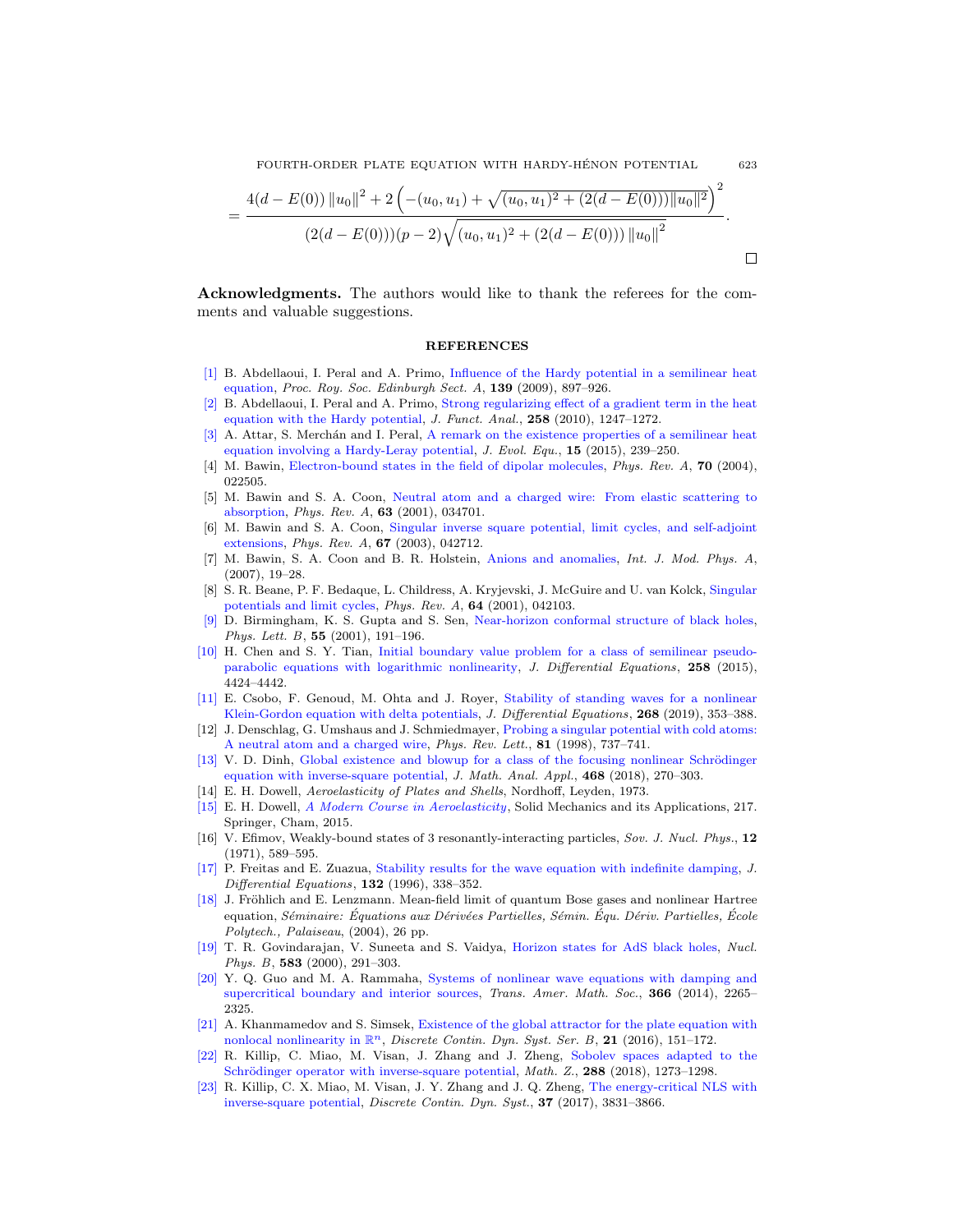$$= \frac{4(d-E(0))\left\|u_0\right\|^2 + 2\left(-(u_0,u_1) + \sqrt{(u_0,u_1)^2 + (2(d-E(0)))\|u_0\|^2}\right)^2}{(2(d-E(0)))(p-2)\sqrt{(u_0,u_1)^2 + (2(d-E(0)))\left\|u_0\right\|^2}}.$$

□

**Acknowledgments.** The authors would like to thank the referees for the comments and valuable suggestions.

## REFERENCES

[1] B. Abdellaoui, I. Peral and A. Primo, Influence of the Hardy potential in a semilinear heat equation, *Proc. Roy. Soc. Edinburgh Sect. A*, **139** (2009), 897–926.

[2] B. Abdellaoui, I. Peral and A. Primo, Strong regularizing effect of a gradient term in the heat equation with the Hardy potential, *J. Funct. Anal.*, **258** (2010), 1247–1272.

[3] A. Attar, S. Merchán and I. Peral, A remark on the existence properties of a semilinear heat equation involving a Hardy-Leray potential, *J. Evol. Equ.*, **15** (2015), 239–250.

[4] M. Bawin, Electron-bound states in the field of dipolar molecules, *Phys. Rev. A*, **70** (2004), 022505.

[5] M. Bawin and S. A. Coon, Neutral atom and a charged wire: From elastic scattering to absorption, *Phys. Rev. A*, **63** (2001), 034701.

[6] M. Bawin and S. A. Coon, Singular inverse square potential, limit cycles, and self-adjoint extensions, *Phys. Rev. A*, **67** (2003), 042712.

[7] M. Bawin, S. A. Coon and B. R. Holstein, Anions and anomalies, *Int. J. Mod. Phys. A*, (2007), 19–28.

[8] S. R. Beane, P. F. Bedaque, L. Childress, A. Kryjevski, J. McGuire and U. van Kolck, Singular potentials and limit cycles, *Phys. Rev. A*, **64** (2001), 042103.

[9] D. Birmingham, K. S. Gupta and S. Sen, Near-horizon conformal structure of black holes, *Phys. Lett. B*, **55** (2001), 191–196.

[10] H. Chen and S. Y. Tian, Initial boundary value problem for a class of semilinear pseudo-parabolic equations with logarithmic nonlinearity, *J. Differential Equations*, **258** (2015), 4424–4442.

[11] E. Csobo, F. Genoud, M. Ohta and J. Royer, Stability of standing waves for a nonlinear Klein-Gordon equation with delta potentials, *J. Differential Equations*, **268** (2019), 353–388.

[12] J. Denschlag, G. Umshaus and J. Schmiedmayer, Probing a singular potential with cold atoms: A neutral atom and a charged wire, *Phys. Rev. Lett.*, **81** (1998), 737–741.

[13] V. D. Dinh, Global existence and blowup for a class of the focusing nonlinear Schrödinger equation with inverse-square potential, *J. Math. Anal. Appl.*, **468** (2018), 270–303.

[14] E. H. Dowell, *Aeroelasticity of Plates and Shells*, Nordhoff, Leyden, 1973.

[15] E. H. Dowell, *A Modern Course in Aeroelasticity*, Solid Mechanics and its Applications, 217. Springer, Cham, 2015.

[16] V. Efimov, Weakly-bound states of 3 resonantly-interacting particles, *Sov. J. Nucl. Phys.*, **12** (1971), 589–595.

[17] P. Freitas and E. Zuazua, Stability results for the wave equation with indefinite damping, *J. Differential Equations*, **132** (1996), 338–352.

[18] J. Fröhlich and E. Lenzmann. Mean-field limit of quantum Bose gases and nonlinear Hartree equation, *Séminaire: Équations aux Dérivées Partielles, Sémin. Équ. Dériv. Partielles, École Polytech., Palaiseau*, (2004), 26 pp.

[19] T. R. Govindarajan, V. Suneeta and S. Vaidya, Horizon states for AdS black holes, *Nucl. Phys. B*, **583** (2000), 291–303.

[20] Y. Q. Guo and M. A. Rammaha, Systems of nonlinear wave equations with damping and supercritical boundary and interior sources, *Trans. Amer. Math. Soc.*, **366** (2014), 2265–2325.

[21] A. Khanmamedov and S. Simsek, Existence of the global attractor for the plate equation with nonlocal nonlinearity in $\mathbb{R}^n$, *Discrete Contin. Dyn. Syst. Ser. B*, **21** (2016), 151–172.

[22] R. Killip, C. Miao, M. Visan, J. Zhang and J. Zheng, Sobolev spaces adapted to the Schrödinger operator with inverse-square potential, *Math. Z.*, **288** (2018), 1273–1298.

[23] R. Killip, C. X. Miao, M. Visan, J. Y. Zhang and J. Q. Zheng, The energy-critical NLS with inverse-square potential, *Discrete Contin. Dyn. Syst.*, **37** (2017), 3831–3866.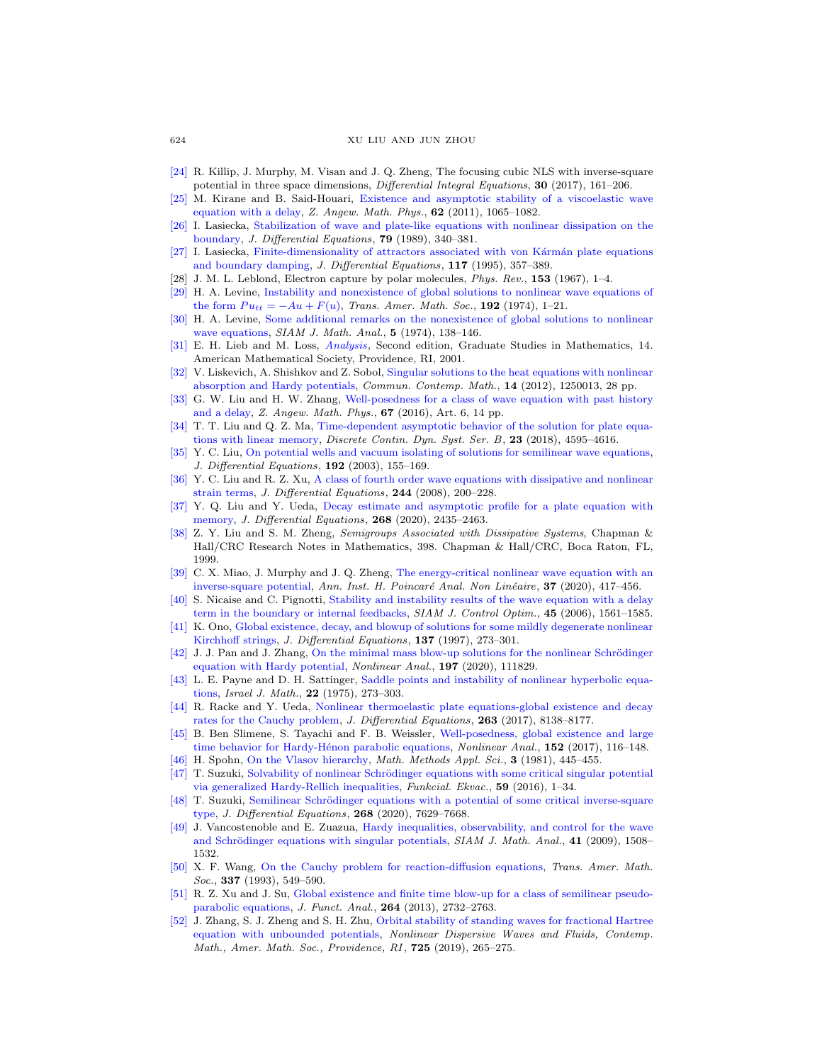[24] R. Killip, J. Murphy, M. Visan and J. Q. Zheng, The focusing cubic NLS with inverse-square potential in three space dimensions, *Differential Integral Equations*, **30** (2017), 161–206.

[25] M. Kirane and B. Said-Houari, Existence and asymptotic stability of a viscoelastic wave equation with a delay, *Z. Angew. Math. Phys.*, **62** (2011), 1065–1082.

[26] I. Lasiecka, Stabilization of wave and plate-like equations with nonlinear dissipation on the boundary, *J. Differential Equations*, **79** (1989), 340–381.

[27] I. Lasiecka, Finite-dimensionality of attractors associated with von Kármán plate equations and boundary damping, *J. Differential Equations*, **117** (1995), 357–389.

[28] J. M. L. Leblond, Electron capture by polar molecules, *Phys. Rev.*, **153** (1967), 1–4.

[29] H. A. Levine, Instability and nonexistence of global solutions to nonlinear wave equations of the form $Pu_{tt} = -Au + F(u)$, *Trans. Amer. Math. Soc.*, **192** (1974), 1–21.

[30] H. A. Levine, Some additional remarks on the nonexistence of global solutions to nonlinear wave equations, *SIAM J. Math. Anal.*, **5** (1974), 138–146.

[31] E. H. Lieb and M. Loss, *Analysis*, Second edition, Graduate Studies in Mathematics, 14. American Mathematical Society, Providence, RI, 2001.

[32] V. Liskevich, A. Shishkov and Z. Sobol, Singular solutions to the heat equations with nonlinear absorption and Hardy potentials, *Commun. Contemp. Math.*, **14** (2012), 1250013, 28 pp.

[33] G. W. Liu and H. W. Zhang, Well-posedness for a class of wave equation with past history and a delay, *Z. Angew. Math. Phys.*, **67** (2016), Art. 6, 14 pp.

[34] T. T. Liu and Q. Z. Ma, Time-dependent asymptotic behavior of the solution for plate equations with linear memory, *Discrete Contin. Dyn. Syst. Ser. B*, **23** (2018), 4595–4616.

[35] Y. C. Liu, On potential wells and vacuum isolating of solutions for semilinear wave equations, *J. Differential Equations*, **192** (2003), 155–169.

[36] Y. C. Liu and R. Z. Xu, A class of fourth order wave equations with dissipative and nonlinear strain terms, *J. Differential Equations*, **244** (2008), 200–228.

[37] Y. Q. Liu and Y. Ueda, Decay estimate and asymptotic profile for a plate equation with memory, *J. Differential Equations*, **268** (2020), 2435–2463.

[38] Z. Y. Liu and S. M. Zheng, *Semigroups Associated with Dissipative Systems*, Chapman & Hall/CRC Research Notes in Mathematics, 398. Chapman & Hall/CRC, Boca Raton, FL, 1999.

[39] C. X. Miao, J. Murphy and J. Q. Zheng, The energy-critical nonlinear wave equation with an inverse-square potential, *Ann. Inst. H. Poincaré Anal. Non Linéaire*, **37** (2020), 417–456.

[40] S. Nicaise and C. Pignotti, Stability and instability results of the wave equation with a delay term in the boundary or internal feedbacks, *SIAM J. Control Optim.*, **45** (2006), 1561–1585.

[41] K. Ono, Global existence, decay, and blowup of solutions for some mildly degenerate nonlinear Kirchhoff strings, *J. Differential Equations*, **137** (1997), 273–301.

[42] J. J. Pan and J. Zhang, On the minimal mass blow-up solutions for the nonlinear Schrödinger equation with Hardy potential, *Nonlinear Anal.*, **197** (2020), 111829.

[43] L. E. Payne and D. H. Sattinger, Saddle points and instability of nonlinear hyperbolic equations, *Israel J. Math.*, **22** (1975), 273–303.

[44] R. Racke and Y. Ueda, Nonlinear thermoelastic plate equations-global existence and decay rates for the Cauchy problem, *J. Differential Equations*, **263** (2017), 8138–8177.

[45] B. Ben Slimene, S. Tayachi and F. B. Weissler, Well-posedness, global existence and large time behavior for Hardy-Hénon parabolic equations, *Nonlinear Anal.*, **152** (2017), 116–148.

[46] H. Spohn, On the Vlasov hierarchy, *Math. Methods Appl. Sci.*, **3** (1981), 445–455.

[47] T. Suzuki, Solvability of nonlinear Schrödinger equations with some critical singular potential via generalized Hardy-Rellich inequalities, *Funkcial. Ekvac.*, **59** (2016), 1–34.

[48] T. Suzuki, Semilinear Schrödinger equations with a potential of some critical inverse-square type, *J. Differential Equations*, **268** (2020), 7629–7668.

[49] J. Vancostenoble and E. Zuazua, Hardy inequalities, observability, and control for the wave and Schrödinger equations with singular potentials, *SIAM J. Math. Anal.*, **41** (2009), 1508–1532.

[50] X. F. Wang, On the Cauchy problem for reaction-diffusion equations, *Trans. Amer. Math. Soc.*, **337** (1993), 549–590.

[51] R. Z. Xu and J. Su, Global existence and finite time blow-up for a class of semilinear pseudo-parabolic equations, *J. Funct. Anal.*, **264** (2013), 2732–2763.

[52] J. Zhang, S. J. Zheng and S. H. Zhu, Orbital stability of standing waves for fractional Hartree equation with unbounded potentials, *Nonlinear Dispersive Waves and Fluids, Contemp. Math., Amer. Math. Soc., Providence, RI*, **725** (2019), 265–275.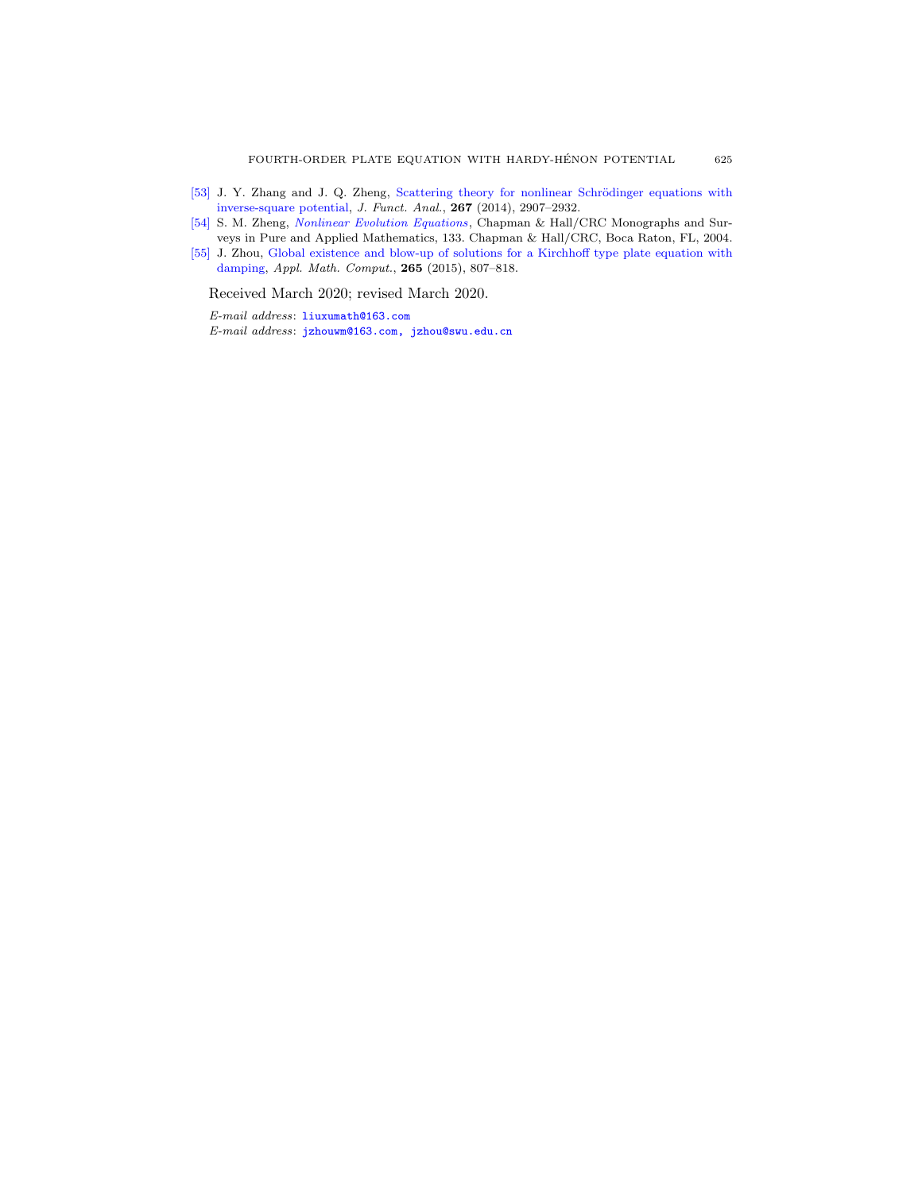[53] J. Y. Zhang and J. Q. Zheng, Scattering theory for nonlinear Schrödinger equations with inverse-square potential, *J. Funct. Anal.*, **267** (2014), 2907–2932.

[54] S. M. Zheng, *Nonlinear Evolution Equations*, Chapman & Hall/CRC Monographs and Surveys in Pure and Applied Mathematics, 133. Chapman & Hall/CRC, Boca Raton, FL, 2004.

[55] J. Zhou, Global existence and blow-up of solutions for a Kirchhoff type plate equation with damping, *Appl. Math. Comput.*, **265** (2015), 807–818.

Received March 2020; revised March 2020.

*E-mail address*: liuxumath@163.com

*E-mail address*: jzhouwm@163.com, jzhou@swu.edu.cn